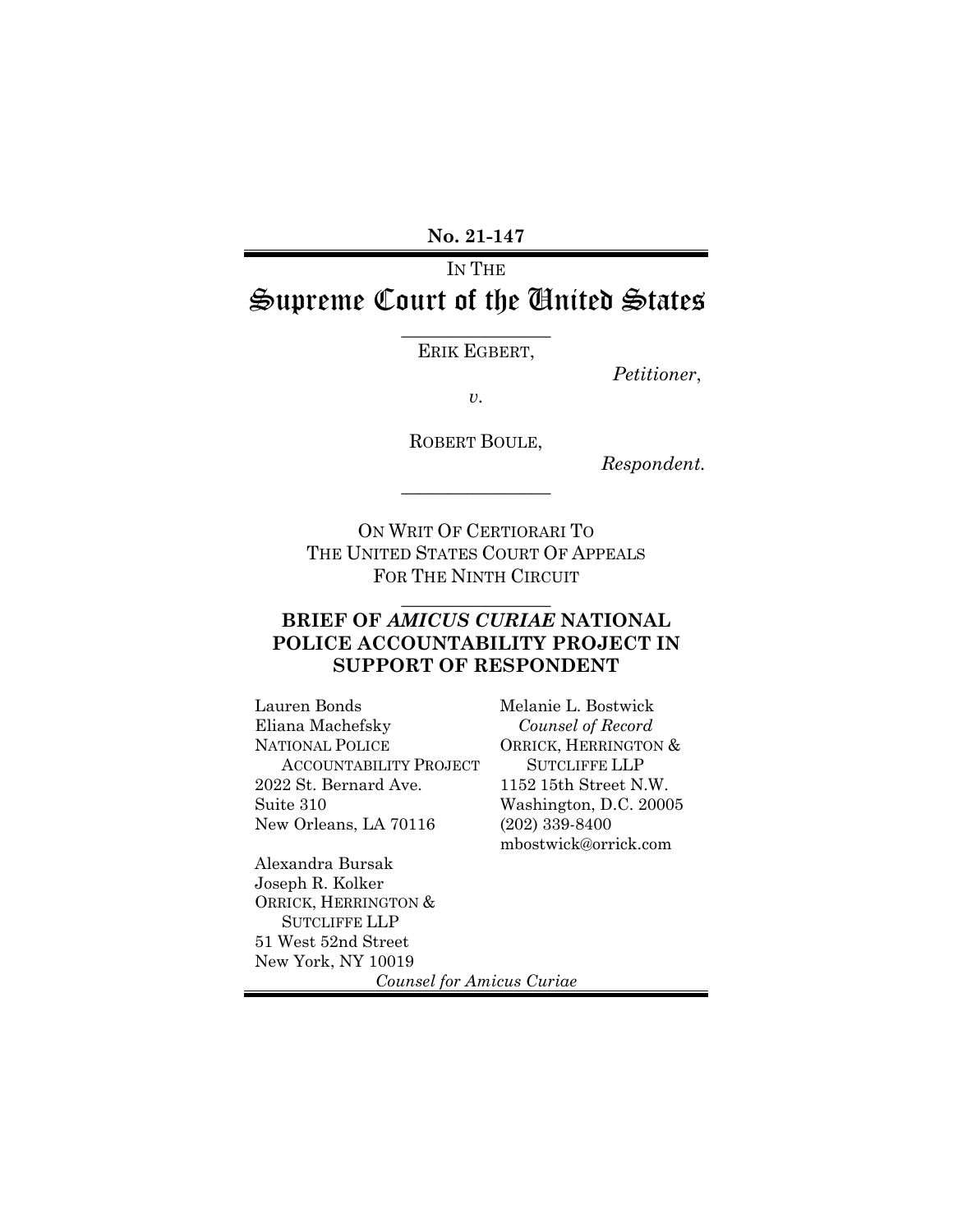**No. 21-147**

IN THE

# Supreme Court of the United States

ERIK EGBERT,

*Petitioner*,

*v.*

ROBERT BOULE,

*Respondent.*

ON WRIT OF CERTIORARI TO
THE UNITED STATES COURT OF APPEALS
FOR THE NINTH CIRCUIT

## BRIEF OF *AMICUS CURIAE* NATIONAL POLICE ACCOUNTABILITY PROJECT IN SUPPORT OF RESPONDENT

Lauren Bonds
Eliana Machefsky
NATIONAL POLICE ACCOUNTABILITY PROJECT
2022 St. Bernard Ave.
Suite 310
New Orleans, LA 70116

Alexandra Bursak
Joseph R. Kolker
ORRICK, HERRINGTON & SUTCLIFFE LLP
51 West 52nd Street
New York, NY 10019

Melanie L. Bostwick
*Counsel of Record*
ORRICK, HERRINGTON & SUTCLIFFE LLP
1152 15th Street N.W.
Washington, D.C. 20005
(202) 339-8400
mbostwick@orrick.com

*Counsel for Amicus Curiae*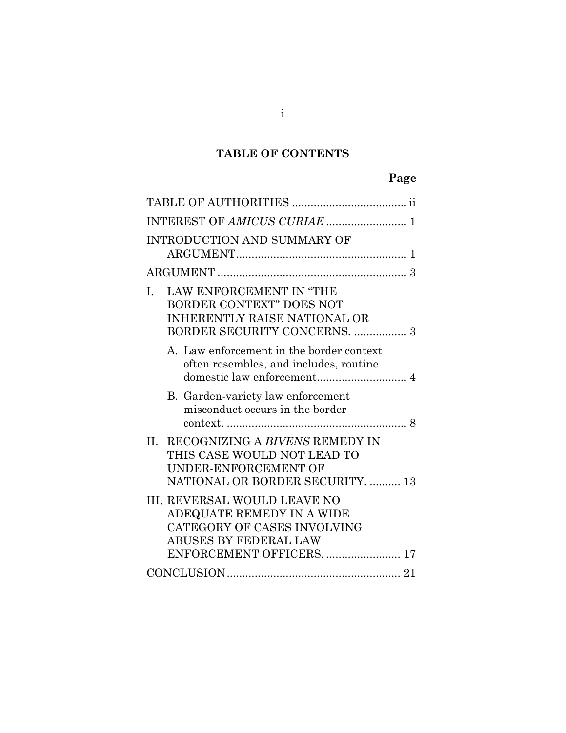# TABLE OF CONTENTS

| | Page |
|---|---|
| TABLE OF AUTHORITIES | ii |
| INTEREST OF *AMICUS CURIAE* | 1 |
| INTRODUCTION AND SUMMARY OF ARGUMENT | 1 |
| ARGUMENT | 3 |
| I. LAW ENFORCEMENT IN "THE BORDER CONTEXT" DOES NOT INHERENTLY RAISE NATIONAL OR BORDER SECURITY CONCERNS. | 3 |
| A. Law enforcement in the border context often resembles, and includes, routine domestic law enforcement | 4 |
| B. Garden-variety law enforcement misconduct occurs in the border context. | 8 |
| II. RECOGNIZING A *BIVENS* REMEDY IN THIS CASE WOULD NOT LEAD TO UNDER-ENFORCEMENT OF NATIONAL OR BORDER SECURITY. | 13 |
| III. REVERSAL WOULD LEAVE NO ADEQUATE REMEDY IN A WIDE CATEGORY OF CASES INVOLVING ABUSES BY FEDERAL LAW ENFORCEMENT OFFICERS. | 17 |
| CONCLUSION | 21 |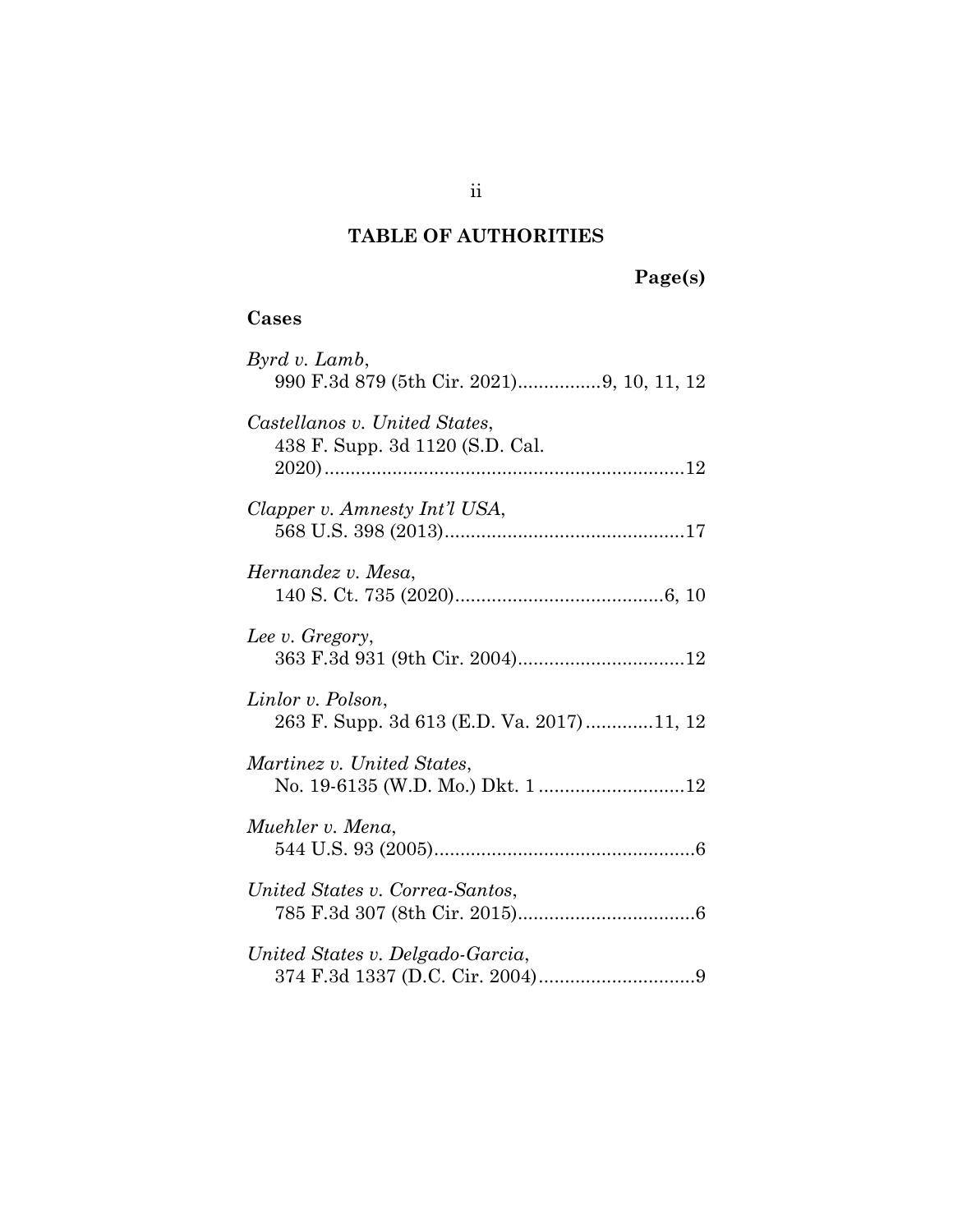## TABLE OF AUTHORITIES

**Page(s)**

### Cases

*Byrd v. Lamb*,
990 F.3d 879 (5th Cir. 2021)................9, 10, 11, 12

*Castellanos v. United States*,
438 F. Supp. 3d 1120 (S.D. Cal. 2020).....................................................................12

*Clapper v. Amnesty Int'l USA*,
568 U.S. 398 (2013).............................................17

*Hernandez v. Mesa*,
140 S. Ct. 735 (2020).......................................6, 10

*Lee v. Gregory*,
363 F.3d 931 (9th Cir. 2004)................................12

*Linlor v. Polson*,
263 F. Supp. 3d 613 (E.D. Va. 2017).............11, 12

*Martinez v. United States*,
No. 19-6135 (W.D. Mo.) Dkt. 1 ............................12

*Muehler v. Mena*,
544 U.S. 93 (2005).................................................6

*United States v. Correa-Santos*,
785 F.3d 307 (8th Cir. 2015).................................6

*United States v. Delgado-Garcia*,
374 F.3d 1337 (D.C. Cir. 2004)..............................9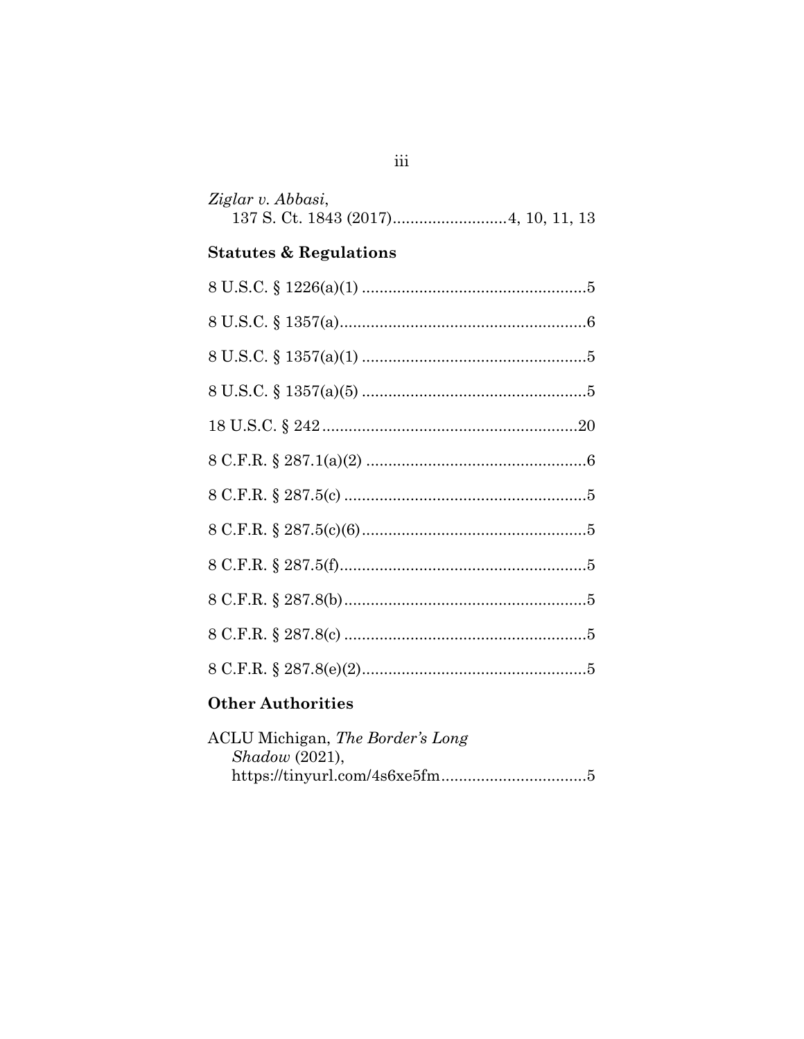*Ziglar v. Abbasi*,
137 S. Ct. 1843 (2017)..........................4, 10, 11, 13

**Statutes & Regulations**

8 U.S.C. § 1226(a)(1) ....................................................5

8 U.S.C. § 1357(a).........................................................6

8 U.S.C. § 1357(a)(1) ....................................................5

8 U.S.C. § 1357(a)(5) ....................................................5

18 U.S.C. § 242 ...........................................................20

8 C.F.R. § 287.1(a)(2) ...................................................6

8 C.F.R. § 287.5(c) .......................................................5

8 C.F.R. § 287.5(c)(6)....................................................5

8 C.F.R. § 287.5(f).........................................................5

8 C.F.R. § 287.8(b)........................................................5

8 C.F.R. § 287.8(c) ........................................................5

8 C.F.R. § 287.8(e)(2)....................................................5

**Other Authorities**

ACLU Michigan, *The Border's Long Shadow* (2021),
https://tinyurl.com/4s6xe5fm.................................5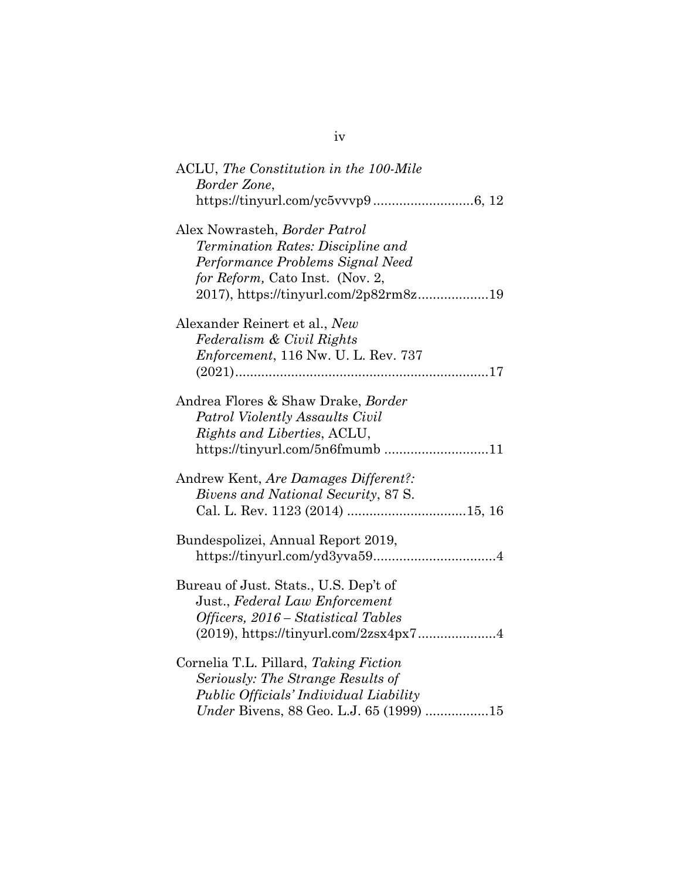ACLU, *The Constitution in the 100-Mile Border Zone*, https://tinyurl.com/yc5vvvp9 ..........................6, 12

Alex Nowrasteh, *Border Patrol Termination Rates: Discipline and Performance Problems Signal Need for Reform,* Cato Inst. (Nov. 2, 2017), https://tinyurl.com/2p82rm8z...................19

Alexander Reinert et al., *New Federalism & Civil Rights Enforcement*, 116 Nw. U. L. Rev. 737 (2021)...................................................................17

Andrea Flores & Shaw Drake, *Border Patrol Violently Assaults Civil Rights and Liberties*, ACLU, https://tinyurl.com/5n6fmumb ...........................11

Andrew Kent, *Are Damages Different?: Bivens and National Security*, 87 S. Cal. L. Rev. 1123 (2014) ...............................15, 16

Bundespolizei, Annual Report 2019, https://tinyurl.com/yd3yva59.................................4

Bureau of Just. Stats., U.S. Dep't of Just., *Federal Law Enforcement Officers, 2016 – Statistical Tables* (2019), https://tinyurl.com/2zsx4px7.....................4

Cornelia T.L. Pillard, *Taking Fiction Seriously: The Strange Results of Public Officials' Individual Liability Under* Bivens, 88 Geo. L.J. 65 (1999) .................15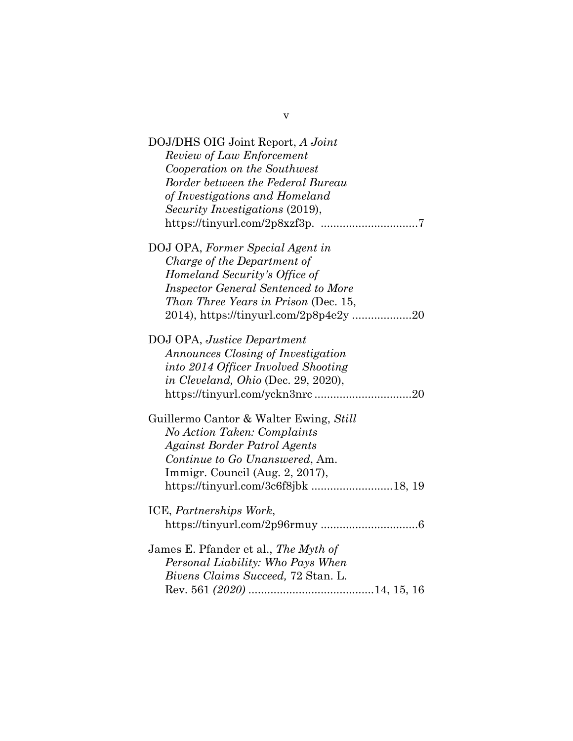DOJ/DHS OIG Joint Report, *A Joint Review of Law Enforcement Cooperation on the Southwest Border between the Federal Bureau of Investigations and Homeland Security Investigations* (2019), https://tinyurl.com/2p8xzf3p. ...............................7

DOJ OPA, *Former Special Agent in Charge of the Department of Homeland Security's Office of Inspector General Sentenced to More Than Three Years in Prison* (Dec. 15, 2014), https://tinyurl.com/2p8p4e2y ...................20

DOJ OPA, *Justice Department Announces Closing of Investigation into 2014 Officer Involved Shooting in Cleveland, Ohio* (Dec. 29, 2020), https://tinyurl.com/ycknn3nrc ...............................20

Guillermo Cantor & Walter Ewing, *Still No Action Taken: Complaints Against Border Patrol Agents Continue to Go Unanswered*, Am. Immigr. Council (Aug. 2, 2017), https://tinyurl.com/3c6f8jbk ..........................18, 19

ICE, *Partnerships Work*, https://tinyurl.com/2p96rmuy ...............................6

James E. Pfander et al., *The Myth of Personal Liability: Who Pays When Bivens Claims Succeed,* 72 Stan. L. Rev. 561 *(2020)* .......................................14, 15, 16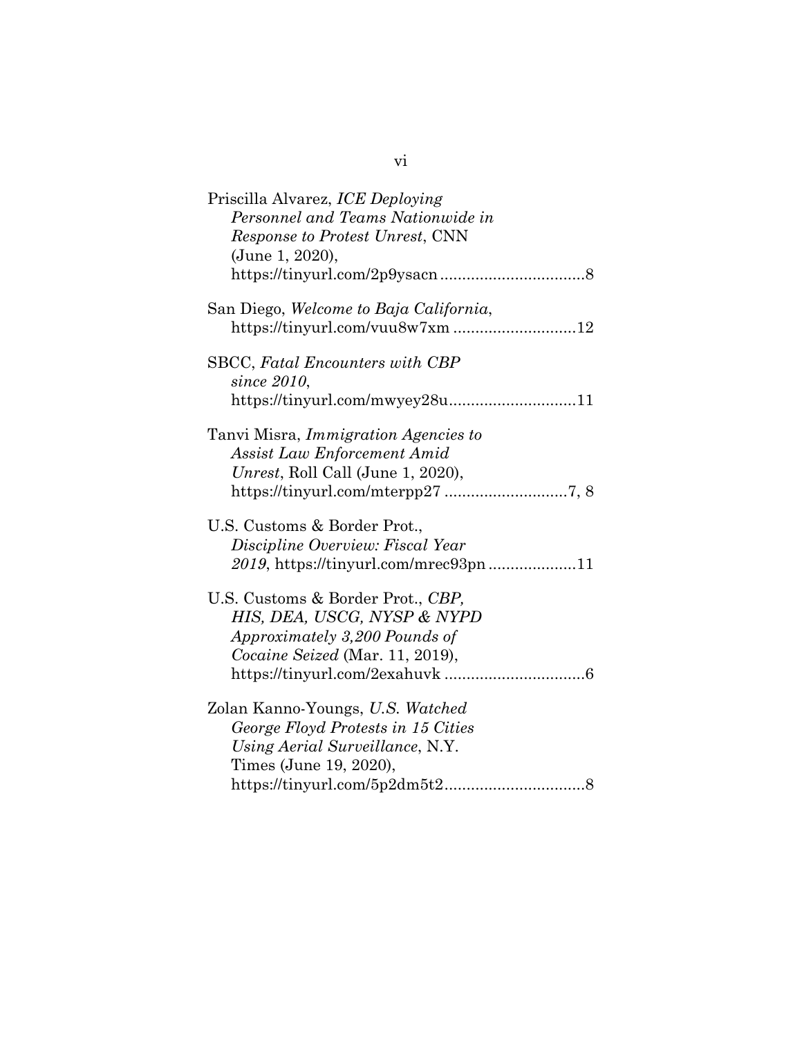Priscilla Alvarez, *ICE Deploying Personnel and Teams Nationwide in Response to Protest Unrest*, CNN (June 1, 2020), https://tinyurl.com/2p9ysacn ................................8

San Diego, *Welcome to Baja California*, https://tinyurl.com/vuu8w7xm ...........................12

SBCC, *Fatal Encounters with CBP since 2010*, https://tinyurl.com/mwyey28u............................11

Tanvi Misra, *Immigration Agencies to Assist Law Enforcement Amid Unrest*, Roll Call (June 1, 2020), https://tinyurl.com/mterpp27 ...........................7, 8

U.S. Customs & Border Prot., *Discipline Overview: Fiscal Year 2019*, https://tinyurl.com/mrec93pn ....................11

U.S. Customs & Border Prot., *CBP, HIS, DEA, USCG, NYSP & NYPD Approximately 3,200 Pounds of Cocaine Seized* (Mar. 11, 2019), https://tinyurl.com/2exahuvk ................................6

Zolan Kanno-Youngs, *U.S. Watched George Floyd Protests in 15 Cities Using Aerial Surveillance*, N.Y. Times (June 19, 2020), https://tinyurl.com/5p2dm5t2................................8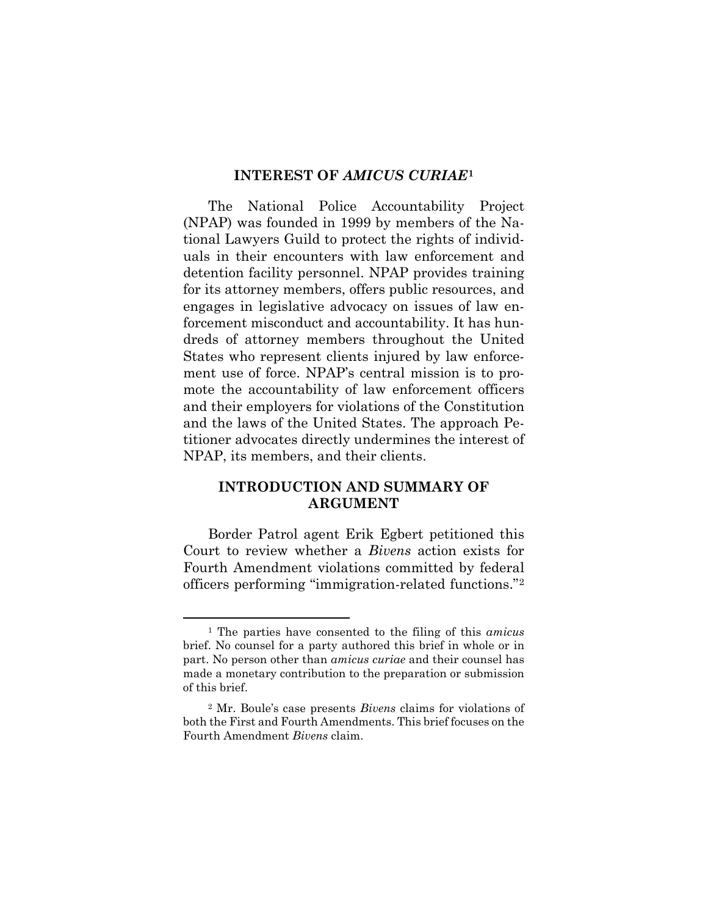## INTEREST OF *AMICUS CURIAE*[1]

The National Police Accountability Project (NPAP) was founded in 1999 by members of the National Lawyers Guild to protect the rights of individuals in their encounters with law enforcement and detention facility personnel. NPAP provides training for its attorney members, offers public resources, and engages in legislative advocacy on issues of law enforcement misconduct and accountability. It has hundreds of attorney members throughout the United States who represent clients injured by law enforcement use of force. NPAP's central mission is to promote the accountability of law enforcement officers and their employers for violations of the Constitution and the laws of the United States. The approach Petitioner advocates directly undermines the interest of NPAP, its members, and their clients.

## INTRODUCTION AND SUMMARY OF ARGUMENT

Border Patrol agent Erik Egbert petitioned this Court to review whether a *Bivens* action exists for Fourth Amendment violations committed by federal officers performing "immigration-related functions."[2]

---

[1] The parties have consented to the filing of this *amicus* brief. No counsel for a party authored this brief in whole or in part. No person other than *amicus curiae* and their counsel has made a monetary contribution to the preparation or submission of this brief.

[2] Mr. Boule's case presents *Bivens* claims for violations of both the First and Fourth Amendments. This brief focuses on the Fourth Amendment *Bivens* claim.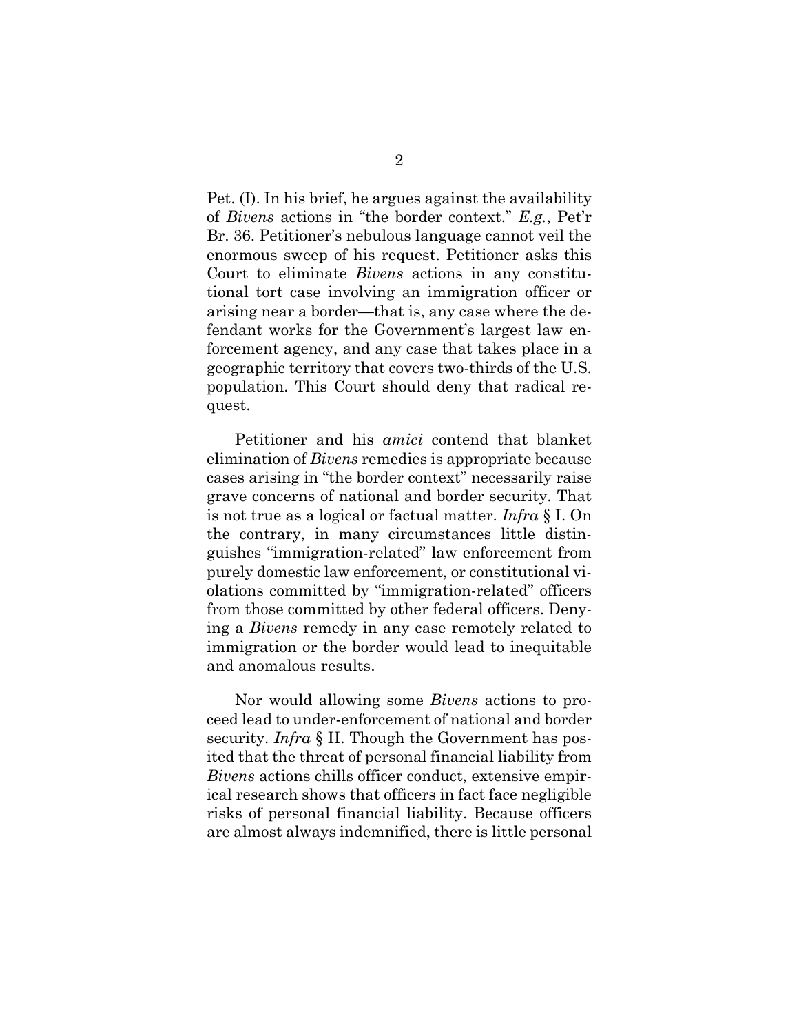Pet. (I). In his brief, he argues against the availability of *Bivens* actions in "the border context." *E.g.*, Pet'r Br. 36. Petitioner's nebulous language cannot veil the enormous sweep of his request. Petitioner asks this Court to eliminate *Bivens* actions in any constitutional tort case involving an immigration officer or arising near a border—that is, any case where the defendant works for the Government's largest law enforcement agency, and any case that takes place in a geographic territory that covers two-thirds of the U.S. population. This Court should deny that radical request.

Petitioner and his *amici* contend that blanket elimination of *Bivens* remedies is appropriate because cases arising in "the border context" necessarily raise grave concerns of national and border security. That is not true as a logical or factual matter. *Infra* § I. On the contrary, in many circumstances little distinguishes "immigration-related" law enforcement from purely domestic law enforcement, or constitutional violations committed by "immigration-related" officers from those committed by other federal officers. Denying a *Bivens* remedy in any case remotely related to immigration or the border would lead to inequitable and anomalous results.

Nor would allowing some *Bivens* actions to proceed lead to under-enforcement of national and border security. *Infra* § II. Though the Government has posited that the threat of personal financial liability from *Bivens* actions chills officer conduct, extensive empirical research shows that officers in fact face negligible risks of personal financial liability. Because officers are almost always indemnified, there is little personal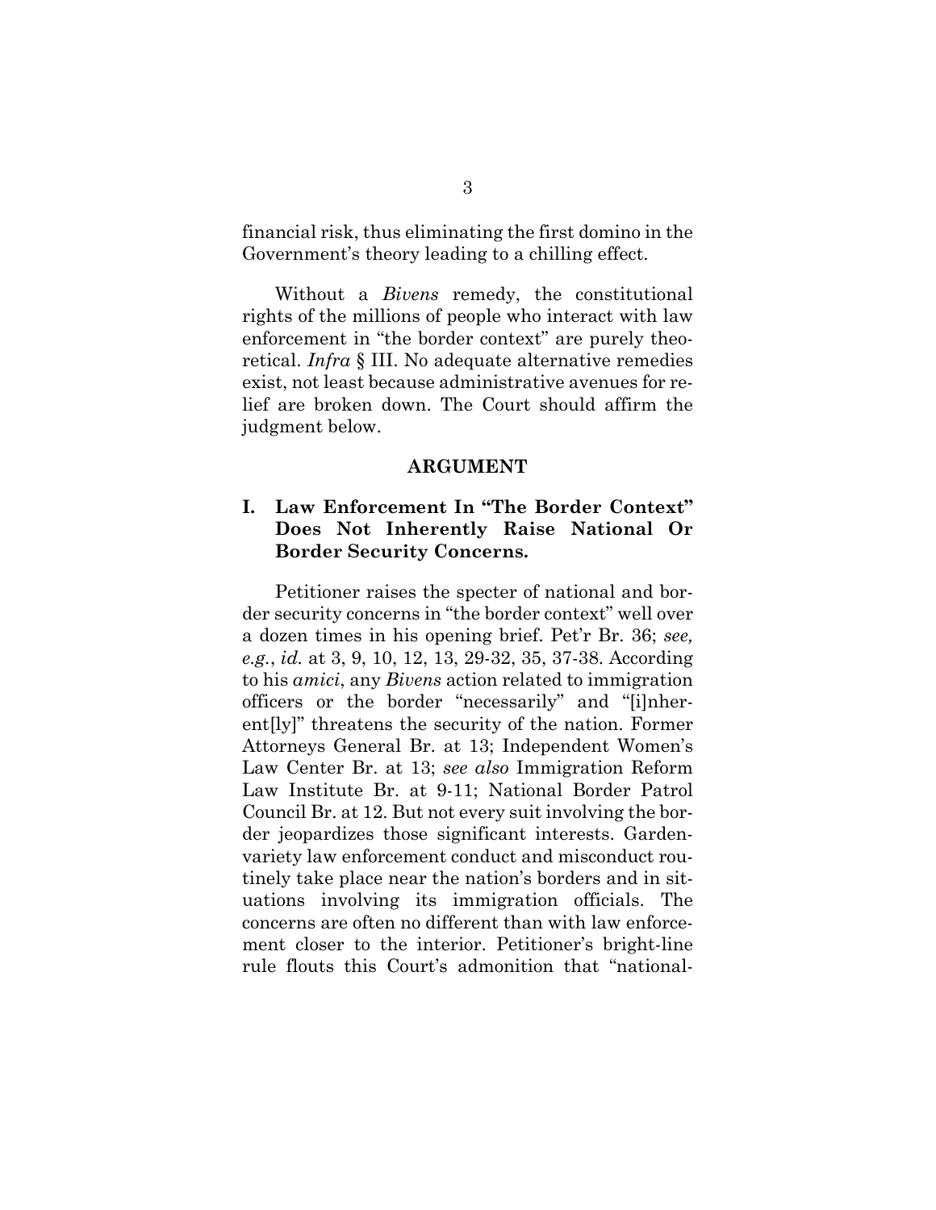financial risk, thus eliminating the first domino in the Government's theory leading to a chilling effect.

Without a *Bivens* remedy, the constitutional rights of the millions of people who interact with law enforcement in "the border context" are purely theoretical. *Infra* § III. No adequate alternative remedies exist, not least because administrative avenues for relief are broken down. The Court should affirm the judgment below.

## ARGUMENT

### I. Law Enforcement In "The Border Context" Does Not Inherently Raise National Or Border Security Concerns.

Petitioner raises the specter of national and border security concerns in "the border context" well over a dozen times in his opening brief. Pet'r Br. 36; *see, e.g.*, *id.* at 3, 9, 10, 12, 13, 29-32, 35, 37-38. According to his *amici*, any *Bivens* action related to immigration officers or the border "necessarily" and "[i]nherent[ly]" threatens the security of the nation. Former Attorneys General Br. at 13; Independent Women's Law Center Br. at 13; *see also* Immigration Reform Law Institute Br. at 9-11; National Border Patrol Council Br. at 12. But not every suit involving the border jeopardizes those significant interests. Garden-variety law enforcement conduct and misconduct routinely take place near the nation's borders and in situations involving its immigration officials. The concerns are often no different than with law enforcement closer to the interior. Petitioner's bright-line rule flouts this Court's admonition that "national-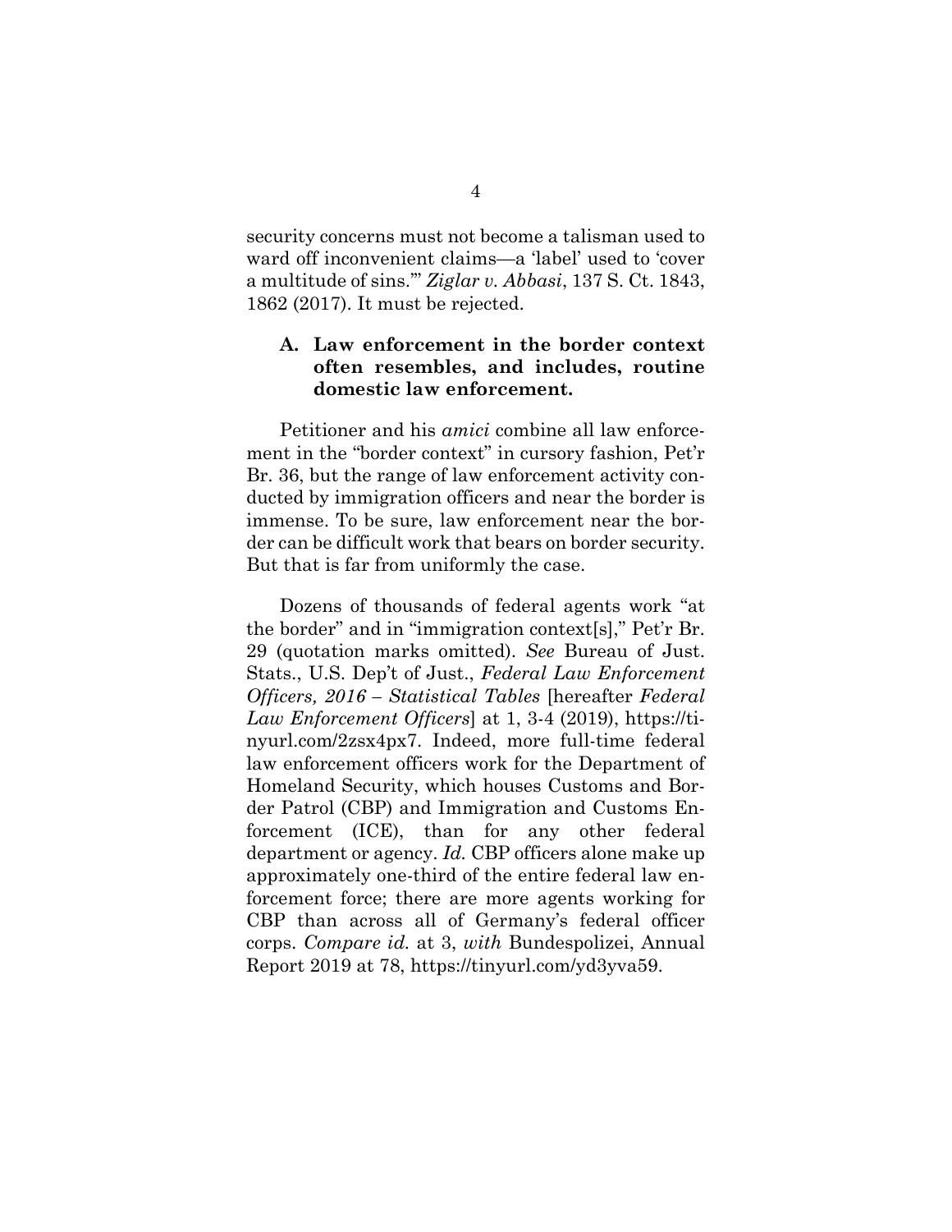security concerns must not become a talisman used to ward off inconvenient claims—a 'label' used to 'cover a multitude of sins.'" *Ziglar v. Abbasi*, 137 S. Ct. 1843, 1862 (2017). It must be rejected.

### A. Law enforcement in the border context often resembles, and includes, routine domestic law enforcement.

Petitioner and his *amici* combine all law enforcement in the "border context" in cursory fashion, Pet'r Br. 36, but the range of law enforcement activity conducted by immigration officers and near the border is immense. To be sure, law enforcement near the border can be difficult work that bears on border security. But that is far from uniformly the case.

Dozens of thousands of federal agents work "at the border" and in "immigration context[s]," Pet'r Br. 29 (quotation marks omitted). *See* Bureau of Just. Stats., U.S. Dep't of Just., *Federal Law Enforcement Officers, 2016 – Statistical Tables* [hereafter *Federal Law Enforcement Officers*] at 1, 3-4 (2019), https://tinyurl.com/2zsx4px7. Indeed, more full-time federal law enforcement officers work for the Department of Homeland Security, which houses Customs and Border Patrol (CBP) and Immigration and Customs Enforcement (ICE), than for any other federal department or agency. *Id.* CBP officers alone make up approximately one-third of the entire federal law enforcement force; there are more agents working for CBP than across all of Germany's federal officer corps. *Compare id.* at 3, *with* Bundespolizei, Annual Report 2019 at 78, https://tinyurl.com/yd3yva59.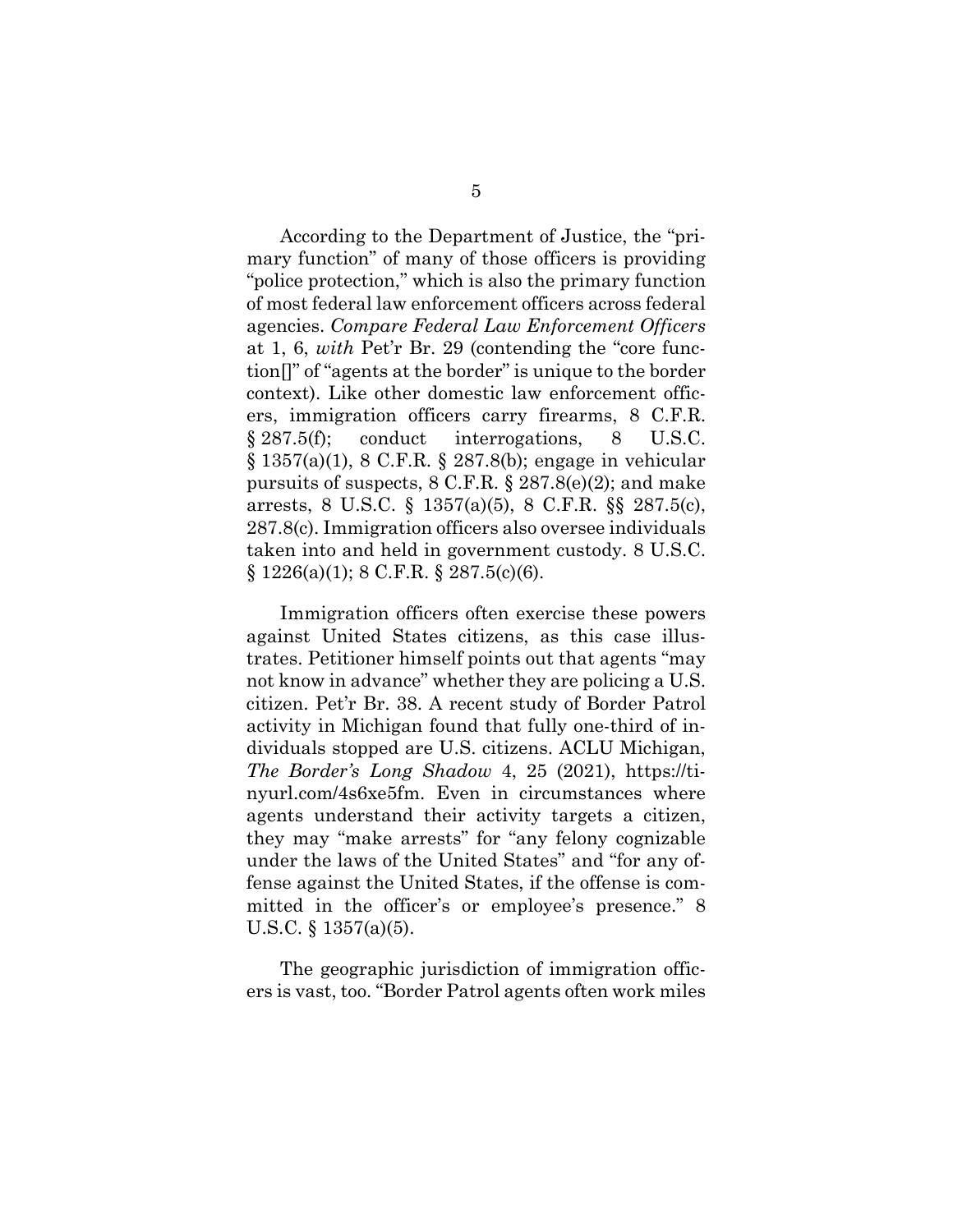According to the Department of Justice, the "primary function" of many of those officers is providing "police protection," which is also the primary function of most federal law enforcement officers across federal agencies. *Compare Federal Law Enforcement Officers* at 1, 6, *with* Pet'r Br. 29 (contending the "core function[]" of "agents at the border" is unique to the border context). Like other domestic law enforcement officers, immigration officers carry firearms, 8 C.F.R. § 287.5(f); conduct interrogations, 8 U.S.C. § 1357(a)(1), 8 C.F.R. § 287.8(b); engage in vehicular pursuits of suspects, 8 C.F.R. § 287.8(e)(2); and make arrests, 8 U.S.C. § 1357(a)(5), 8 C.F.R. §§ 287.5(c), 287.8(c). Immigration officers also oversee individuals taken into and held in government custody. 8 U.S.C. § 1226(a)(1); 8 C.F.R. § 287.5(c)(6).

Immigration officers often exercise these powers against United States citizens, as this case illustrates. Petitioner himself points out that agents "may not know in advance" whether they are policing a U.S. citizen. Pet'r Br. 38. A recent study of Border Patrol activity in Michigan found that fully one-third of individuals stopped are U.S. citizens. ACLU Michigan, *The Border's Long Shadow* 4, 25 (2021), https://tinyurl.com/4s6xe5fm. Even in circumstances where agents understand their activity targets a citizen, they may "make arrests" for "any felony cognizable under the laws of the United States" and "for any offense against the United States, if the offense is committed in the officer's or employee's presence." 8 U.S.C. § 1357(a)(5).

The geographic jurisdiction of immigration officers is vast, too. "Border Patrol agents often work miles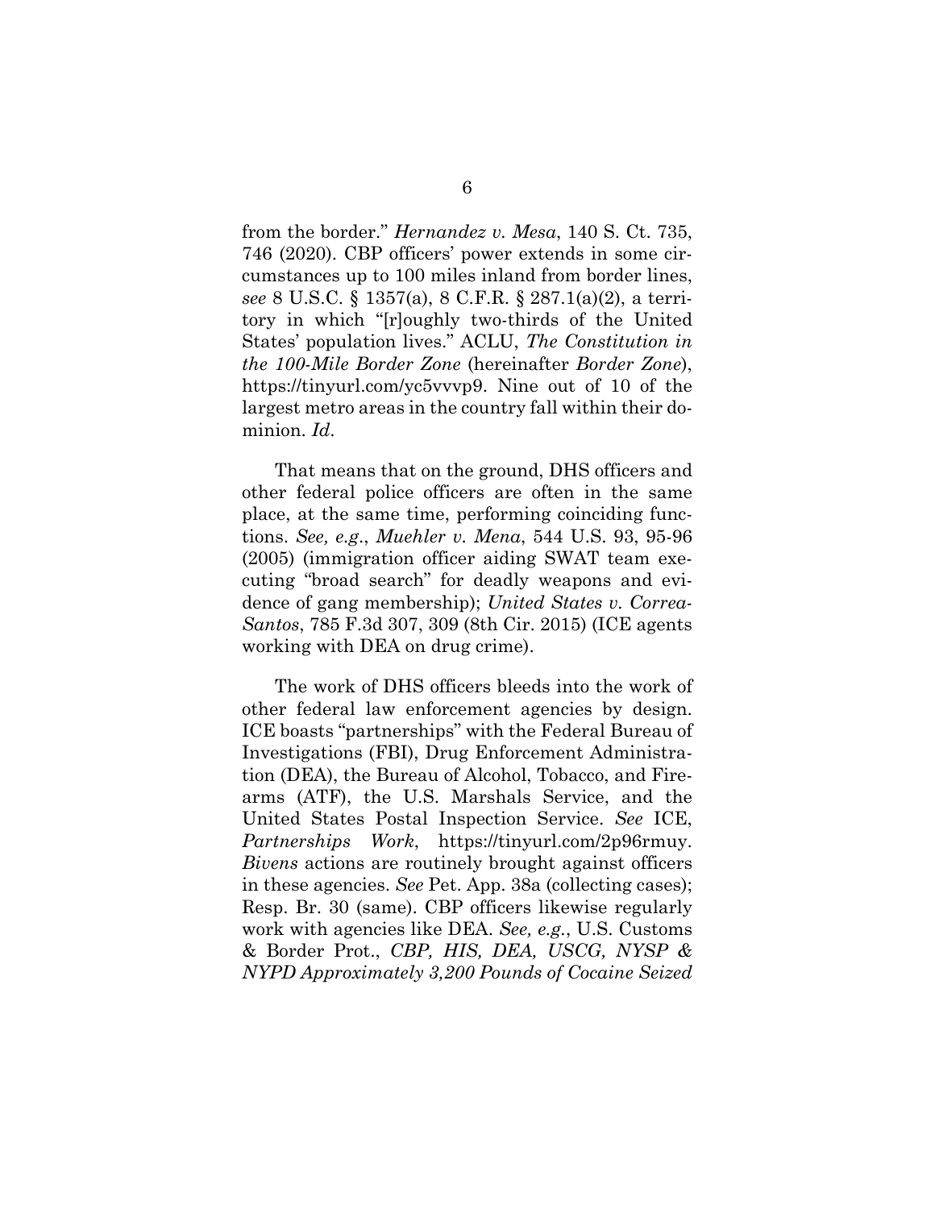from the border." *Hernandez v. Mesa*, 140 S. Ct. 735, 746 (2020). CBP officers' power extends in some circumstances up to 100 miles inland from border lines, *see* 8 U.S.C. § 1357(a), 8 C.F.R. § 287.1(a)(2), a territory in which "[r]oughly two-thirds of the United States' population lives." ACLU, *The Constitution in the 100-Mile Border Zone* (hereinafter *Border Zone*), https://tinyurl.com/yc5vvvp9. Nine out of 10 of the largest metro areas in the country fall within their dominion. *Id*.

That means that on the ground, DHS officers and other federal police officers are often in the same place, at the same time, performing coinciding functions. *See, e.g*., *Muehler v. Mena*, 544 U.S. 93, 95-96 (2005) (immigration officer aiding SWAT team executing "broad search" for deadly weapons and evidence of gang membership); *United States v. Correa-Santos*, 785 F.3d 307, 309 (8th Cir. 2015) (ICE agents working with DEA on drug crime).

The work of DHS officers bleeds into the work of other federal law enforcement agencies by design. ICE boasts "partnerships" with the Federal Bureau of Investigations (FBI), Drug Enforcement Administration (DEA), the Bureau of Alcohol, Tobacco, and Firearms (ATF), the U.S. Marshals Service, and the United States Postal Inspection Service. *See* ICE, *Partnerships Work*, https://tinyurl.com/2p96rmuy. *Bivens* actions are routinely brought against officers in these agencies. *See* Pet. App. 38a (collecting cases); Resp. Br. 30 (same). CBP officers likewise regularly work with agencies like DEA. *See, e.g.*, U.S. Customs & Border Prot., *CBP, HIS, DEA, USCG, NYSP & NYPD Approximately 3,200 Pounds of Cocaine Seized*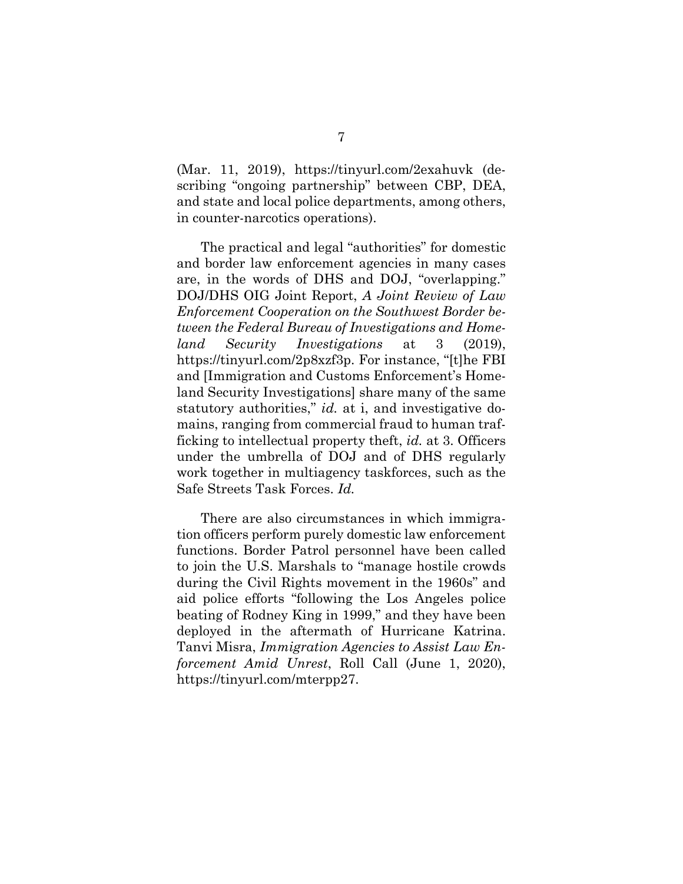(Mar. 11, 2019), https://tinyurl.com/2exahuvk (describing "ongoing partnership" between CBP, DEA, and state and local police departments, among others, in counter-narcotics operations).

The practical and legal "authorities" for domestic and border law enforcement agencies in many cases are, in the words of DHS and DOJ, "overlapping." DOJ/DHS OIG Joint Report, *A Joint Review of Law Enforcement Cooperation on the Southwest Border between the Federal Bureau of Investigations and Homeland Security Investigations* at 3 (2019), https://tinyurl.com/2p8xzf3p. For instance, "[t]he FBI and [Immigration and Customs Enforcement's Homeland Security Investigations] share many of the same statutory authorities," *id.* at i, and investigative domains, ranging from commercial fraud to human trafficking to intellectual property theft, *id.* at 3. Officers under the umbrella of DOJ and of DHS regularly work together in multiagency taskforces, such as the Safe Streets Task Forces. *Id.*

There are also circumstances in which immigration officers perform purely domestic law enforcement functions. Border Patrol personnel have been called to join the U.S. Marshals to "manage hostile crowds during the Civil Rights movement in the 1960s" and aid police efforts "following the Los Angeles police beating of Rodney King in 1999," and they have been deployed in the aftermath of Hurricane Katrina. Tanvi Misra, *Immigration Agencies to Assist Law Enforcement Amid Unrest*, Roll Call (June 1, 2020), https://tinyurl.com/mterpp27.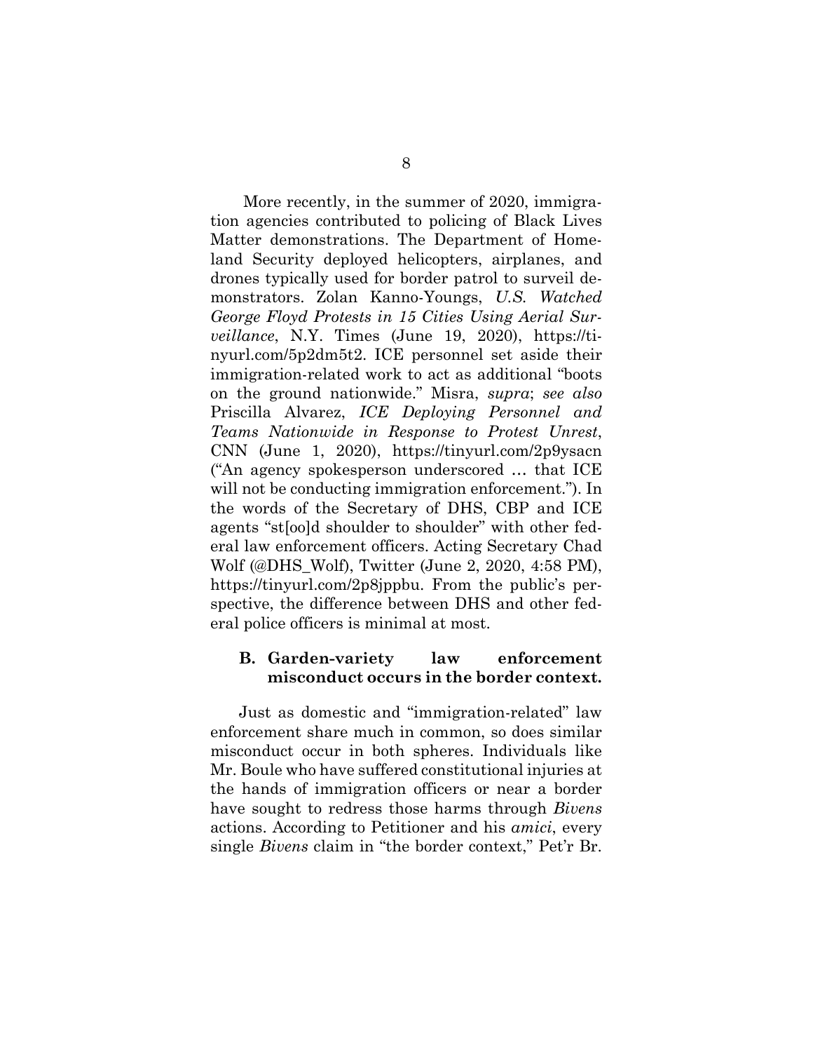More recently, in the summer of 2020, immigration agencies contributed to policing of Black Lives Matter demonstrations. The Department of Homeland Security deployed helicopters, airplanes, and drones typically used for border patrol to surveil demonstrators. Zolan Kanno-Youngs, *U.S. Watched George Floyd Protests in 15 Cities Using Aerial Surveillance*, N.Y. Times (June 19, 2020), https://tinyurl.com/5p2dm5t2. ICE personnel set aside their immigration-related work to act as additional "boots on the ground nationwide." Misra, *supra*; *see also* Priscilla Alvarez, *ICE Deploying Personnel and Teams Nationwide in Response to Protest Unrest*, CNN (June 1, 2020), https://tinyurl.com/2p9ysacn ("An agency spokesperson underscored … that ICE will not be conducting immigration enforcement."). In the words of the Secretary of DHS, CBP and ICE agents "st[oo]d shoulder to shoulder" with other federal law enforcement officers. Acting Secretary Chad Wolf (@DHS_Wolf), Twitter (June 2, 2020, 4:58 PM), https://tinyurl.com/2p8jppbu. From the public's perspective, the difference between DHS and other federal police officers is minimal at most.

### B. Garden-variety law enforcement misconduct occurs in the border context.

Just as domestic and "immigration-related" law enforcement share much in common, so does similar misconduct occur in both spheres. Individuals like Mr. Boule who have suffered constitutional injuries at the hands of immigration officers or near a border have sought to redress those harms through *Bivens* actions. According to Petitioner and his *amici*, every single *Bivens* claim in "the border context," Pet'r Br.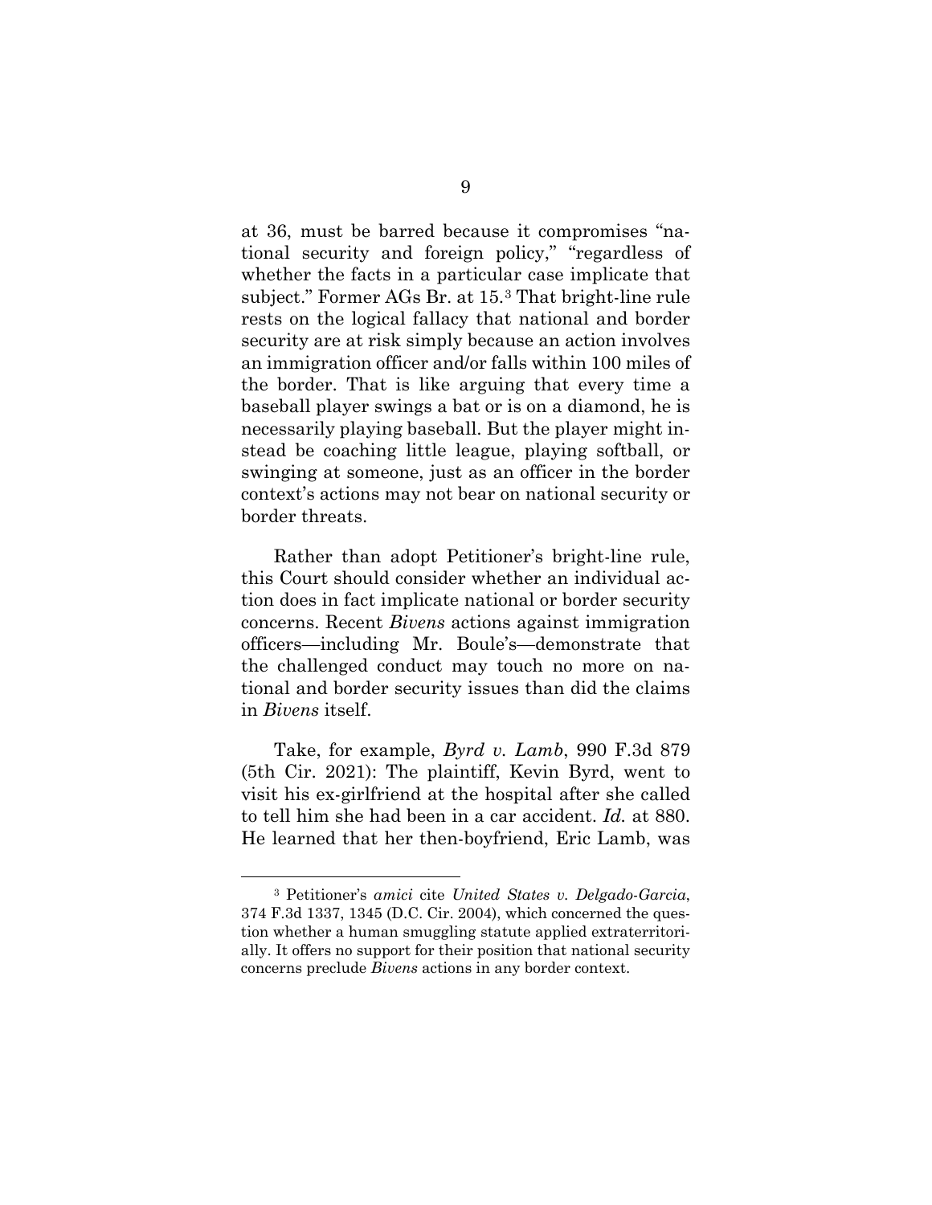at 36, must be barred because it compromises "national security and foreign policy," "regardless of whether the facts in a particular case implicate that subject." Former AGs Br. at 15.[3] That bright-line rule rests on the logical fallacy that national and border security are at risk simply because an action involves an immigration officer and/or falls within 100 miles of the border. That is like arguing that every time a baseball player swings a bat or is on a diamond, he is necessarily playing baseball. But the player might instead be coaching little league, playing softball, or swinging at someone, just as an officer in the border context's actions may not bear on national security or border threats.

Rather than adopt Petitioner's bright-line rule, this Court should consider whether an individual action does in fact implicate national or border security concerns. Recent *Bivens* actions against immigration officers—including Mr. Boule's—demonstrate that the challenged conduct may touch no more on national and border security issues than did the claims in *Bivens* itself.

Take, for example, *Byrd v. Lamb*, 990 F.3d 879 (5th Cir. 2021): The plaintiff, Kevin Byrd, went to visit his ex-girlfriend at the hospital after she called to tell him she had been in a car accident. *Id.* at 880. He learned that her then-boyfriend, Eric Lamb, was

---

[3] Petitioner's *amici* cite *United States v. Delgado-Garcia*, 374 F.3d 1337, 1345 (D.C. Cir. 2004), which concerned the question whether a human smuggling statute applied extraterritorially. It offers no support for their position that national security concerns preclude *Bivens* actions in any border context.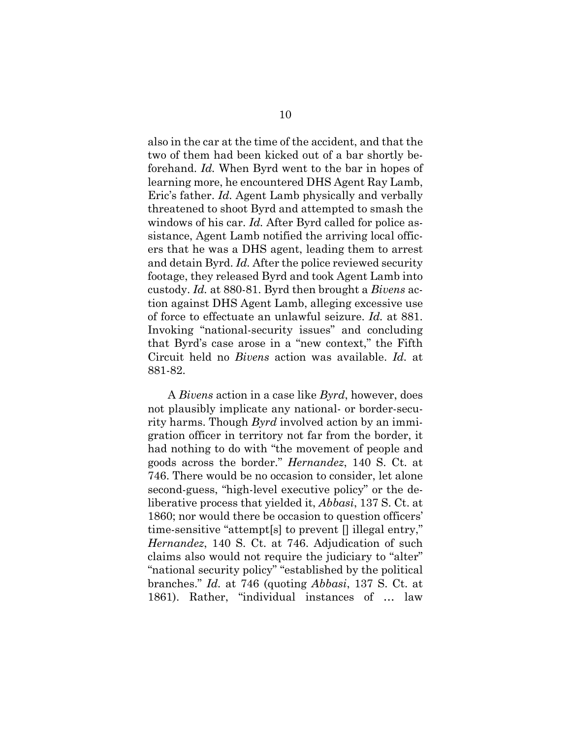also in the car at the time of the accident, and that the two of them had been kicked out of a bar shortly beforehand. *Id.* When Byrd went to the bar in hopes of learning more, he encountered DHS Agent Ray Lamb, Eric's father. *Id.* Agent Lamb physically and verbally threatened to shoot Byrd and attempted to smash the windows of his car. *Id.* After Byrd called for police assistance, Agent Lamb notified the arriving local officers that he was a DHS agent, leading them to arrest and detain Byrd. *Id.* After the police reviewed security footage, they released Byrd and took Agent Lamb into custody. *Id.* at 880-81. Byrd then brought a *Bivens* action against DHS Agent Lamb, alleging excessive use of force to effectuate an unlawful seizure. *Id.* at 881. Invoking "national-security issues" and concluding that Byrd's case arose in a "new context," the Fifth Circuit held no *Bivens* action was available. *Id.* at 881-82.

A *Bivens* action in a case like *Byrd*, however, does not plausibly implicate any national- or border-security harms. Though *Byrd* involved action by an immigration officer in territory not far from the border, it had nothing to do with "the movement of people and goods across the border." *Hernandez*, 140 S. Ct. at 746. There would be no occasion to consider, let alone second-guess, "high-level executive policy" or the deliberative process that yielded it, *Abbasi*, 137 S. Ct. at 1860; nor would there be occasion to question officers' time-sensitive "attempt[s] to prevent [] illegal entry," *Hernandez*, 140 S. Ct. at 746. Adjudication of such claims also would not require the judiciary to "alter" "national security policy" "established by the political branches." *Id.* at 746 (quoting *Abbasi*, 137 S. Ct. at 1861). Rather, "individual instances of … law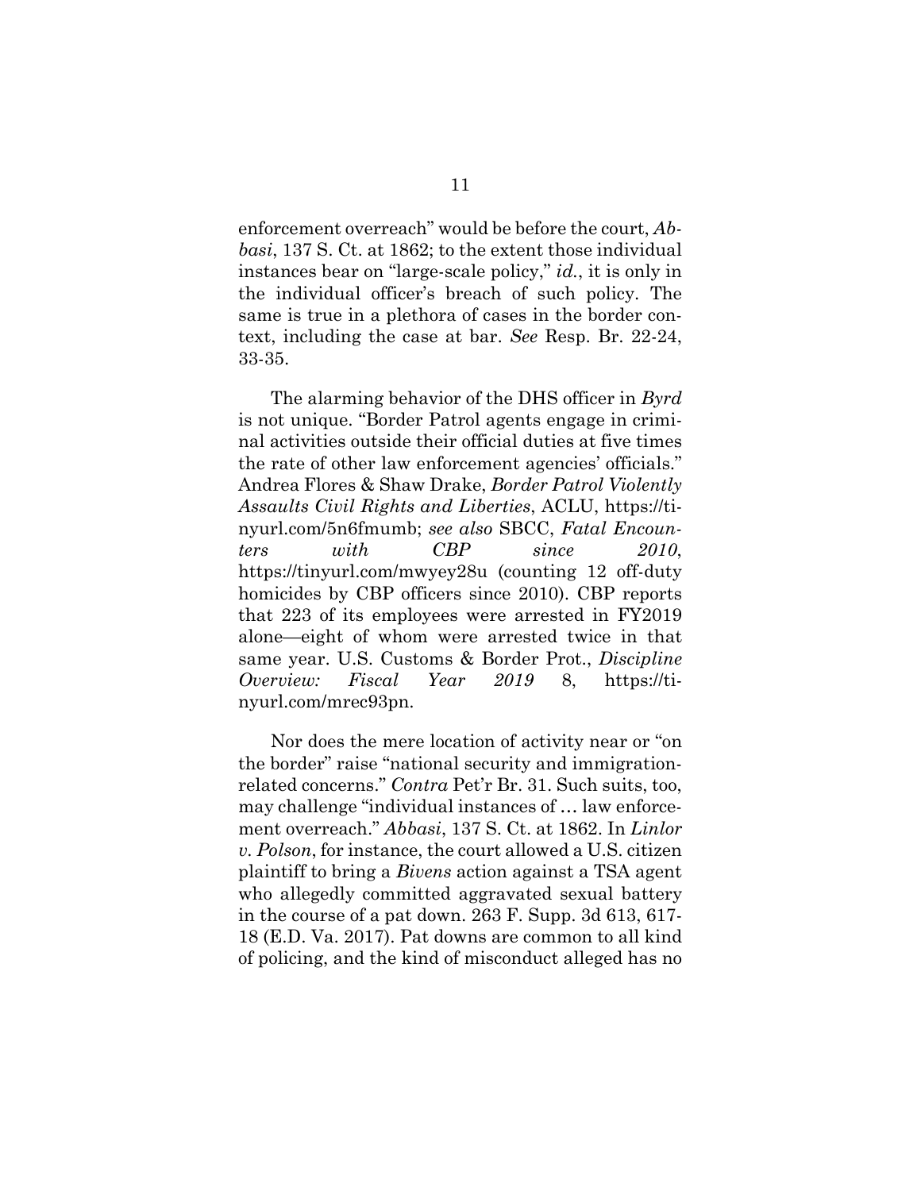enforcement overreach" would be before the court, *Abbasi*, 137 S. Ct. at 1862; to the extent those individual instances bear on "large-scale policy," *id.*, it is only in the individual officer's breach of such policy. The same is true in a plethora of cases in the border context, including the case at bar. *See* Resp. Br. 22-24, 33-35.

The alarming behavior of the DHS officer in *Byrd* is not unique. "Border Patrol agents engage in criminal activities outside their official duties at five times the rate of other law enforcement agencies' officials." Andrea Flores & Shaw Drake, *Border Patrol Violently Assaults Civil Rights and Liberties*, ACLU, https://tinyurl.com/5n6fmumb; *see also* SBCC, *Fatal Encounters with CBP since 2010*, https://tinyurl.com/mwyey28u (counting 12 off-duty homicides by CBP officers since 2010). CBP reports that 223 of its employees were arrested in FY2019 alone—eight of whom were arrested twice in that same year. U.S. Customs & Border Prot., *Discipline Overview: Fiscal Year 2019* 8, https://tinyurl.com/mrec93pn.

Nor does the mere location of activity near or "on the border" raise "national security and immigration-related concerns." *Contra* Pet'r Br. 31. Such suits, too, may challenge "individual instances of … law enforcement overreach." *Abbasi*, 137 S. Ct. at 1862. In *Linlor v. Polson*, for instance, the court allowed a U.S. citizen plaintiff to bring a *Bivens* action against a TSA agent who allegedly committed aggravated sexual battery in the course of a pat down. 263 F. Supp. 3d 613, 617-18 (E.D. Va. 2017). Pat downs are common to all kind of policing, and the kind of misconduct alleged has no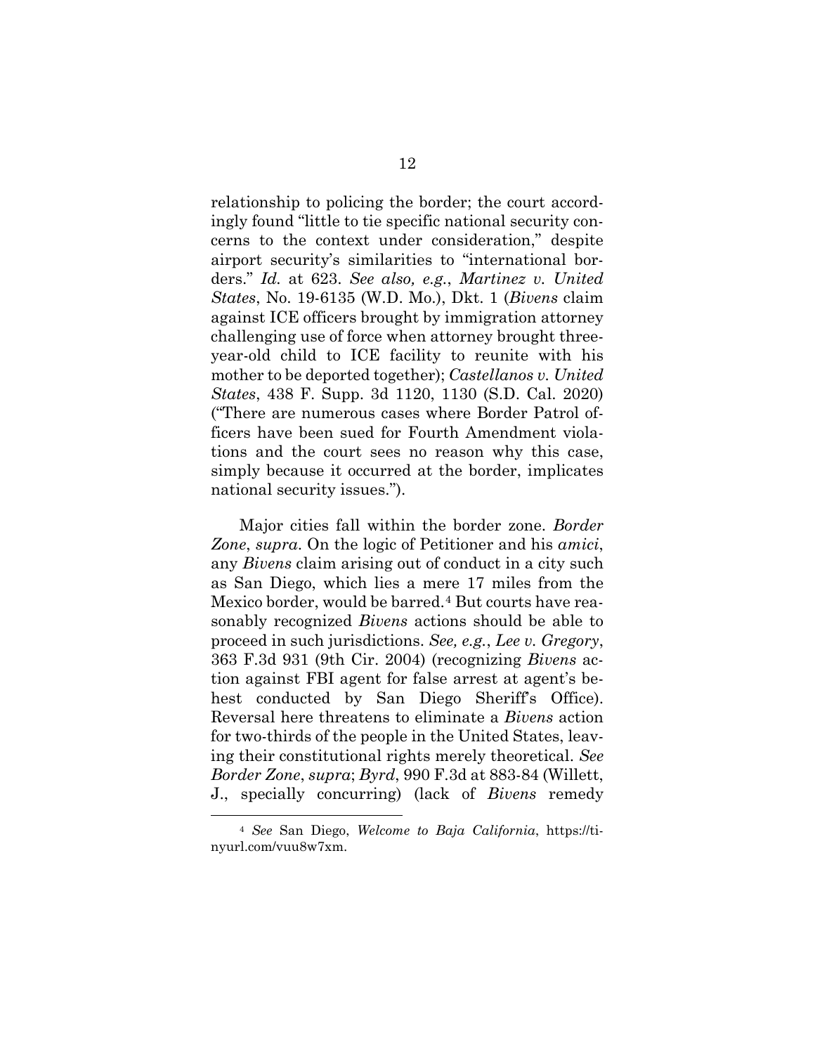relationship to policing the border; the court accordingly found "little to tie specific national security concerns to the context under consideration," despite airport security's similarities to "international borders." *Id.* at 623. *See also, e.g.*, *Martinez v. United States*, No. 19-6135 (W.D. Mo.), Dkt. 1 (*Bivens* claim against ICE officers brought by immigration attorney challenging use of force when attorney brought three-year-old child to ICE facility to reunite with his mother to be deported together); *Castellanos v. United States*, 438 F. Supp. 3d 1120, 1130 (S.D. Cal. 2020) ("There are numerous cases where Border Patrol officers have been sued for Fourth Amendment violations and the court sees no reason why this case, simply because it occurred at the border, implicates national security issues.").

Major cities fall within the border zone. *Border Zone*, *supra*. On the logic of Petitioner and his *amici*, any *Bivens* claim arising out of conduct in a city such as San Diego, which lies a mere 17 miles from the Mexico border, would be barred.[4] But courts have reasonably recognized *Bivens* actions should be able to proceed in such jurisdictions. *See, e.g.*, *Lee v. Gregory*, 363 F.3d 931 (9th Cir. 2004) (recognizing *Bivens* action against FBI agent for false arrest at agent's behest conducted by San Diego Sheriff's Office). Reversal here threatens to eliminate a *Bivens* action for two-thirds of the people in the United States, leaving their constitutional rights merely theoretical. *See Border Zone*, *supra*; *Byrd*, 990 F.3d at 883-84 (Willett, J., specially concurring) (lack of *Bivens* remedy

[4] *See* San Diego, *Welcome to Baja California*, https://tinyurl.com/vuu8w7xm.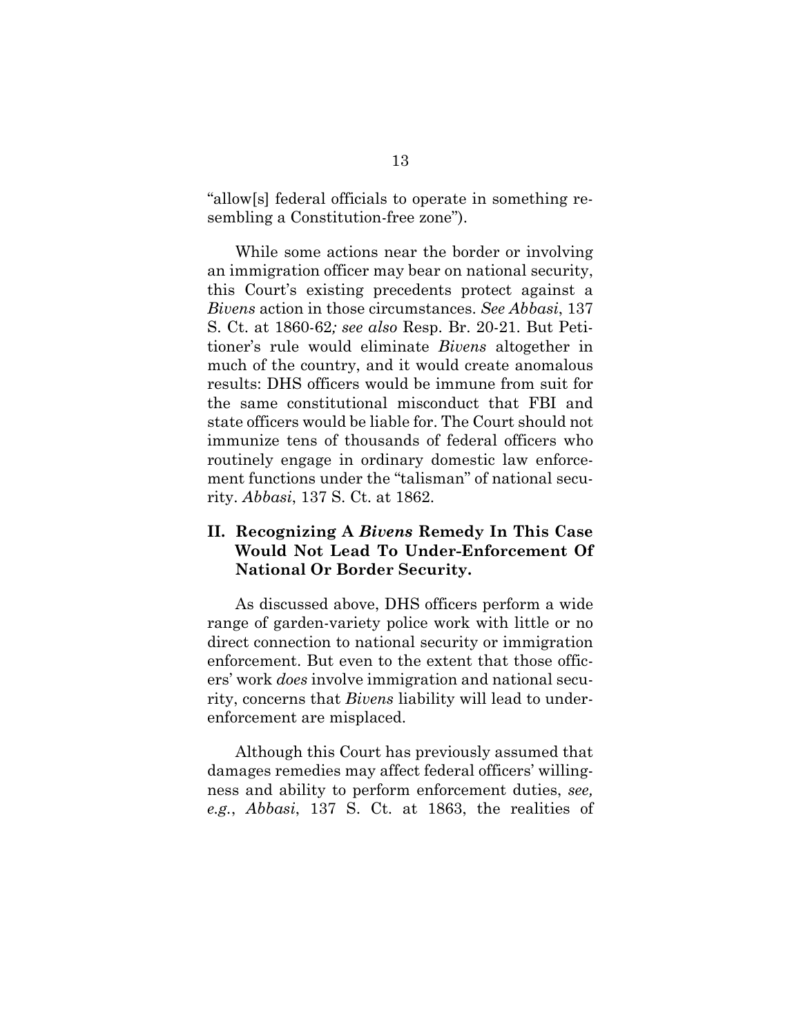"allow[s] federal officials to operate in something resembling a Constitution-free zone").

While some actions near the border or involving an immigration officer may bear on national security, this Court's existing precedents protect against a *Bivens* action in those circumstances. *See Abbasi*, 137 S. Ct. at 1860-62*; see also* Resp. Br. 20-21. But Petitioner's rule would eliminate *Bivens* altogether in much of the country, and it would create anomalous results: DHS officers would be immune from suit for the same constitutional misconduct that FBI and state officers would be liable for. The Court should not immunize tens of thousands of federal officers who routinely engage in ordinary domestic law enforcement functions under the "talisman" of national security. *Abbasi*, 137 S. Ct. at 1862.

## II. Recognizing A *Bivens* Remedy In This Case Would Not Lead To Under-Enforcement Of National Or Border Security.

As discussed above, DHS officers perform a wide range of garden-variety police work with little or no direct connection to national security or immigration enforcement. But even to the extent that those officers' work *does* involve immigration and national security, concerns that *Bivens* liability will lead to under-enforcement are misplaced.

Although this Court has previously assumed that damages remedies may affect federal officers' willingness and ability to perform enforcement duties, *see, e.g.*, *Abbasi*, 137 S. Ct. at 1863, the realities of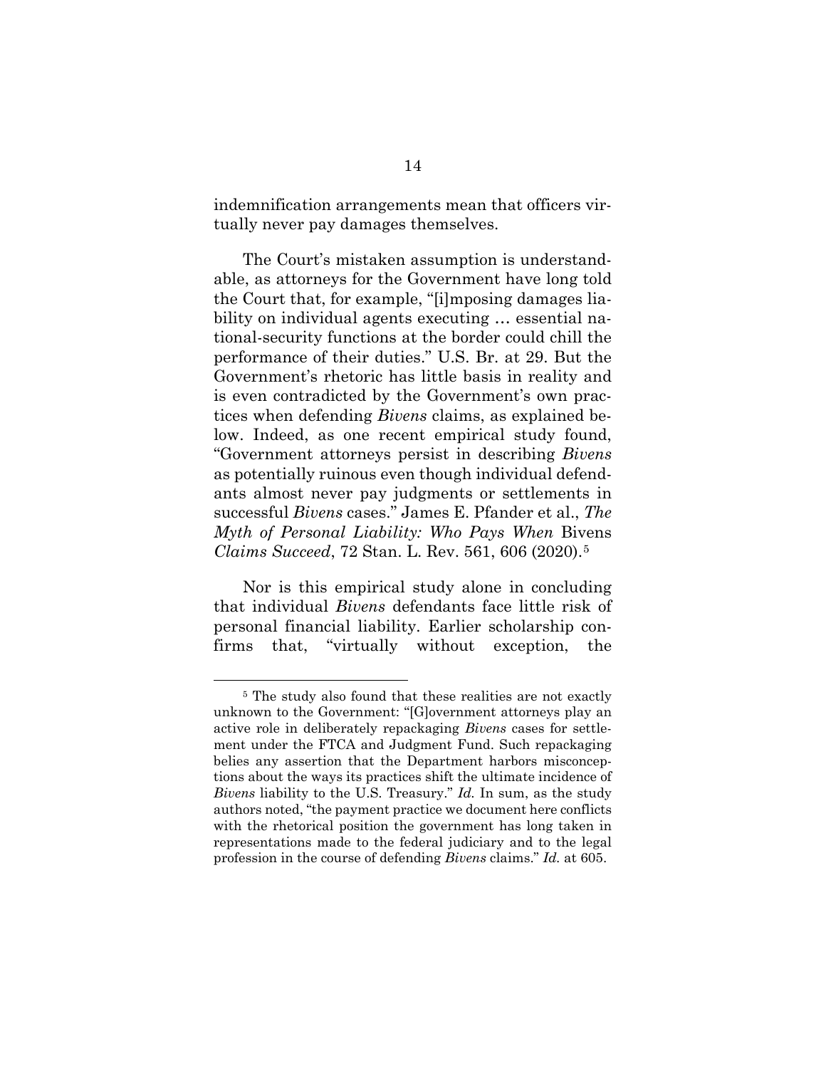indemnification arrangements mean that officers virtually never pay damages themselves.

The Court's mistaken assumption is understandable, as attorneys for the Government have long told the Court that, for example, "[i]mposing damages liability on individual agents executing … essential national-security functions at the border could chill the performance of their duties." U.S. Br. at 29. But the Government's rhetoric has little basis in reality and is even contradicted by the Government's own practices when defending *Bivens* claims, as explained below. Indeed, as one recent empirical study found, "Government attorneys persist in describing *Bivens* as potentially ruinous even though individual defendants almost never pay judgments or settlements in successful *Bivens* cases." James E. Pfander et al., *The Myth of Personal Liability: Who Pays When* Bivens *Claims Succeed*, 72 Stan. L. Rev. 561, 606 (2020).[5]

Nor is this empirical study alone in concluding that individual *Bivens* defendants face little risk of personal financial liability. Earlier scholarship confirms that, "virtually without exception, the

[5] The study also found that these realities are not exactly unknown to the Government: "[G]overnment attorneys play an active role in deliberately repackaging *Bivens* cases for settlement under the FTCA and Judgment Fund. Such repackaging belies any assertion that the Department harbors misconceptions about the ways its practices shift the ultimate incidence of *Bivens* liability to the U.S. Treasury." *Id.* In sum, as the study authors noted, "the payment practice we document here conflicts with the rhetorical position the government has long taken in representations made to the federal judiciary and to the legal profession in the course of defending *Bivens* claims." *Id.* at 605.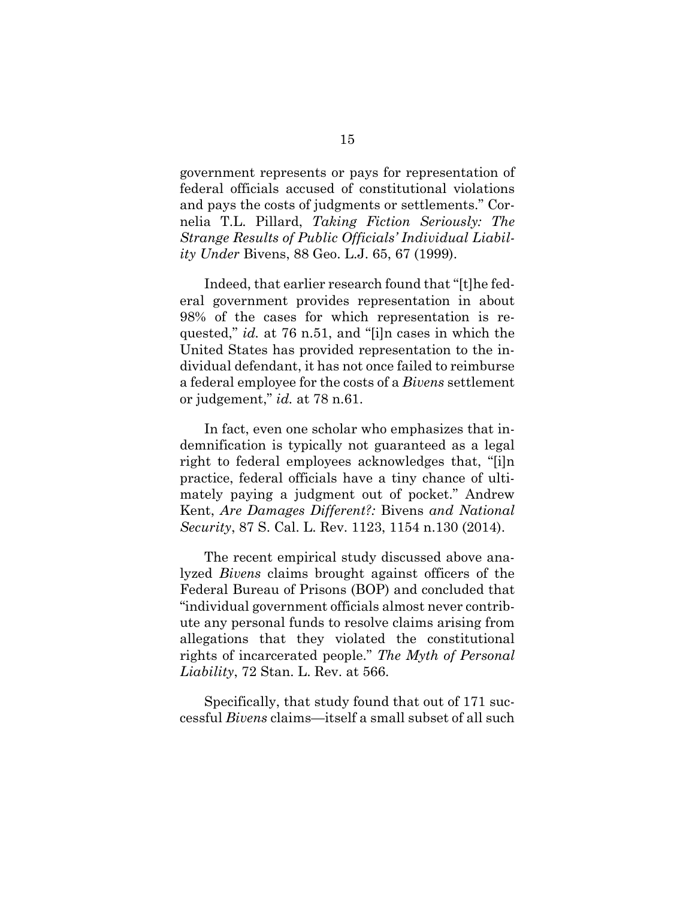government represents or pays for representation of federal officials accused of constitutional violations and pays the costs of judgments or settlements." Cornelia T.L. Pillard, *Taking Fiction Seriously: The Strange Results of Public Officials' Individual Liability Under* Bivens, 88 Geo. L.J. 65, 67 (1999).

Indeed, that earlier research found that "[t]he federal government provides representation in about 98% of the cases for which representation is requested," *id.* at 76 n.51, and "[i]n cases in which the United States has provided representation to the individual defendant, it has not once failed to reimburse a federal employee for the costs of a *Bivens* settlement or judgement," *id.* at 78 n.61.

In fact, even one scholar who emphasizes that indemnification is typically not guaranteed as a legal right to federal employees acknowledges that, "[i]n practice, federal officials have a tiny chance of ultimately paying a judgment out of pocket." Andrew Kent, *Are Damages Different?:* Bivens *and National Security*, 87 S. Cal. L. Rev. 1123, 1154 n.130 (2014).

The recent empirical study discussed above analyzed *Bivens* claims brought against officers of the Federal Bureau of Prisons (BOP) and concluded that "individual government officials almost never contribute any personal funds to resolve claims arising from allegations that they violated the constitutional rights of incarcerated people." *The Myth of Personal Liability*, 72 Stan. L. Rev. at 566.

Specifically, that study found that out of 171 successful *Bivens* claims—itself a small subset of all such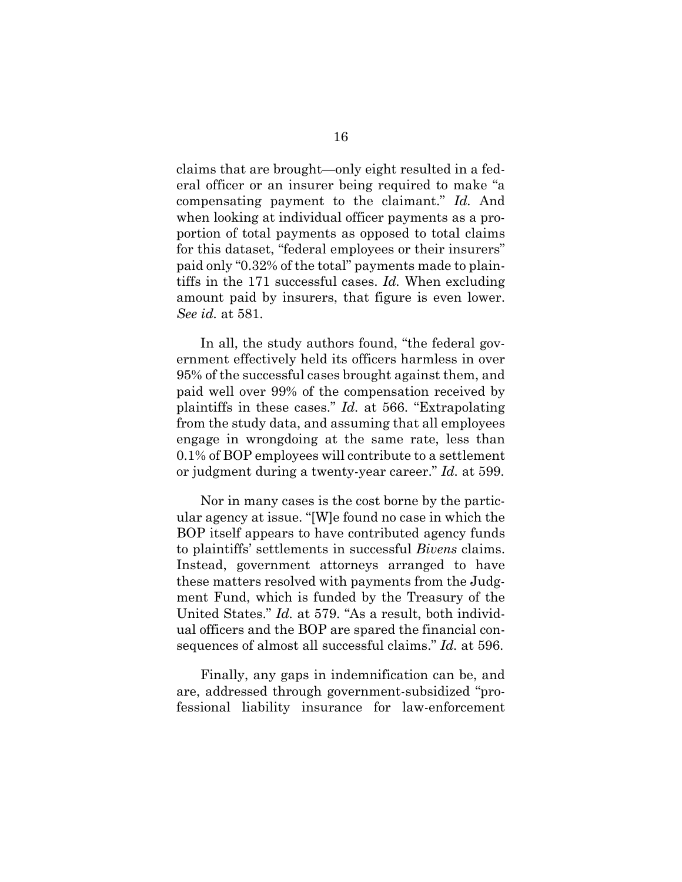claims that are brought—only eight resulted in a federal officer or an insurer being required to make "a compensating payment to the claimant." *Id.* And when looking at individual officer payments as a proportion of total payments as opposed to total claims for this dataset, "federal employees or their insurers" paid only "0.32% of the total" payments made to plaintiffs in the 171 successful cases. *Id.* When excluding amount paid by insurers, that figure is even lower. *See id.* at 581.

In all, the study authors found, "the federal government effectively held its officers harmless in over 95% of the successful cases brought against them, and paid well over 99% of the compensation received by plaintiffs in these cases." *Id.* at 566. "Extrapolating from the study data, and assuming that all employees engage in wrongdoing at the same rate, less than 0.1% of BOP employees will contribute to a settlement or judgment during a twenty-year career." *Id.* at 599.

Nor in many cases is the cost borne by the particular agency at issue. "[W]e found no case in which the BOP itself appears to have contributed agency funds to plaintiffs' settlements in successful *Bivens* claims. Instead, government attorneys arranged to have these matters resolved with payments from the Judgment Fund, which is funded by the Treasury of the United States." *Id.* at 579. "As a result, both individual officers and the BOP are spared the financial consequences of almost all successful claims." *Id.* at 596.

Finally, any gaps in indemnification can be, and are, addressed through government-subsidized "professional liability insurance for law-enforcement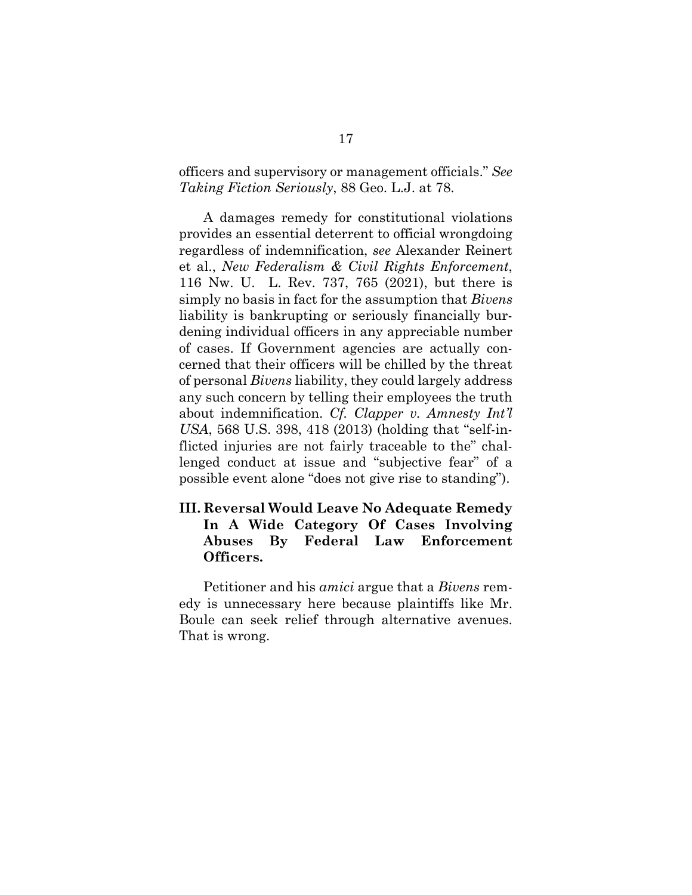officers and supervisory or management officials." *See Taking Fiction Seriously*, 88 Geo. L.J. at 78.

A damages remedy for constitutional violations provides an essential deterrent to official wrongdoing regardless of indemnification, *see* Alexander Reinert et al., *New Federalism & Civil Rights Enforcement*, 116 Nw. U. L. Rev. 737, 765 (2021), but there is simply no basis in fact for the assumption that *Bivens* liability is bankrupting or seriously financially burdening individual officers in any appreciable number of cases. If Government agencies are actually concerned that their officers will be chilled by the threat of personal *Bivens* liability, they could largely address any such concern by telling their employees the truth about indemnification. *Cf. Clapper v. Amnesty Int'l USA*, 568 U.S. 398, 418 (2013) (holding that "self-inflicted injuries are not fairly traceable to the" challenged conduct at issue and "subjective fear" of a possible event alone "does not give rise to standing").

## III. Reversal Would Leave No Adequate Remedy In A Wide Category Of Cases Involving Abuses By Federal Law Enforcement Officers.

Petitioner and his *amici* argue that a *Bivens* remedy is unnecessary here because plaintiffs like Mr. Boule can seek relief through alternative avenues. That is wrong.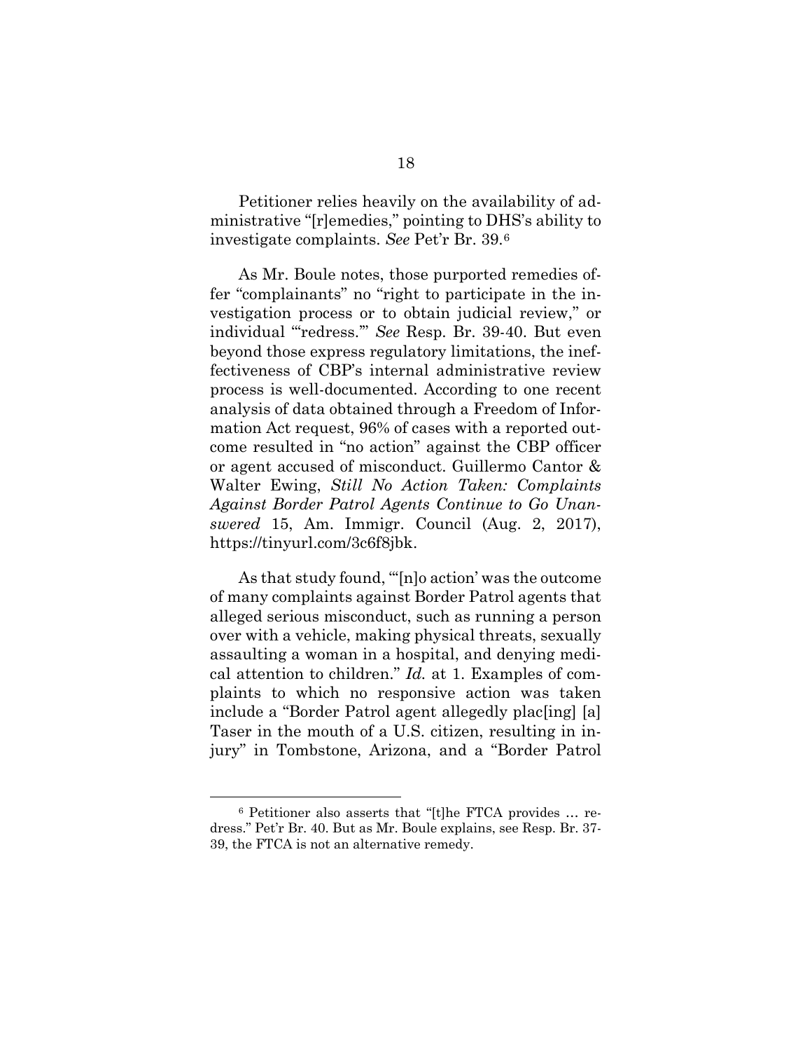Petitioner relies heavily on the availability of administrative "[r]emedies," pointing to DHS's ability to investigate complaints. *See* Pet'r Br. 39.[6]

As Mr. Boule notes, those purported remedies offer "complainants" no "right to participate in the investigation process or to obtain judicial review," or individual "'redress.'" *See* Resp. Br. 39-40. But even beyond those express regulatory limitations, the ineffectiveness of CBP's internal administrative review process is well-documented. According to one recent analysis of data obtained through a Freedom of Information Act request, 96% of cases with a reported outcome resulted in "no action" against the CBP officer or agent accused of misconduct. Guillermo Cantor & Walter Ewing, *Still No Action Taken: Complaints Against Border Patrol Agents Continue to Go Unanswered* 15, Am. Immigr. Council (Aug. 2, 2017), https://tinyurl.com/3c6f8jbk.

As that study found, "'[n]o action' was the outcome of many complaints against Border Patrol agents that alleged serious misconduct, such as running a person over with a vehicle, making physical threats, sexually assaulting a woman in a hospital, and denying medical attention to children." *Id.* at 1. Examples of complaints to which no responsive action was taken include a "Border Patrol agent allegedly plac[ing] [a] Taser in the mouth of a U.S. citizen, resulting in injury" in Tombstone, Arizona, and a "Border Patrol

---

[6] Petitioner also asserts that "[t]he FTCA provides … redress." Pet'r Br. 40. But as Mr. Boule explains, see Resp. Br. 37-39, the FTCA is not an alternative remedy.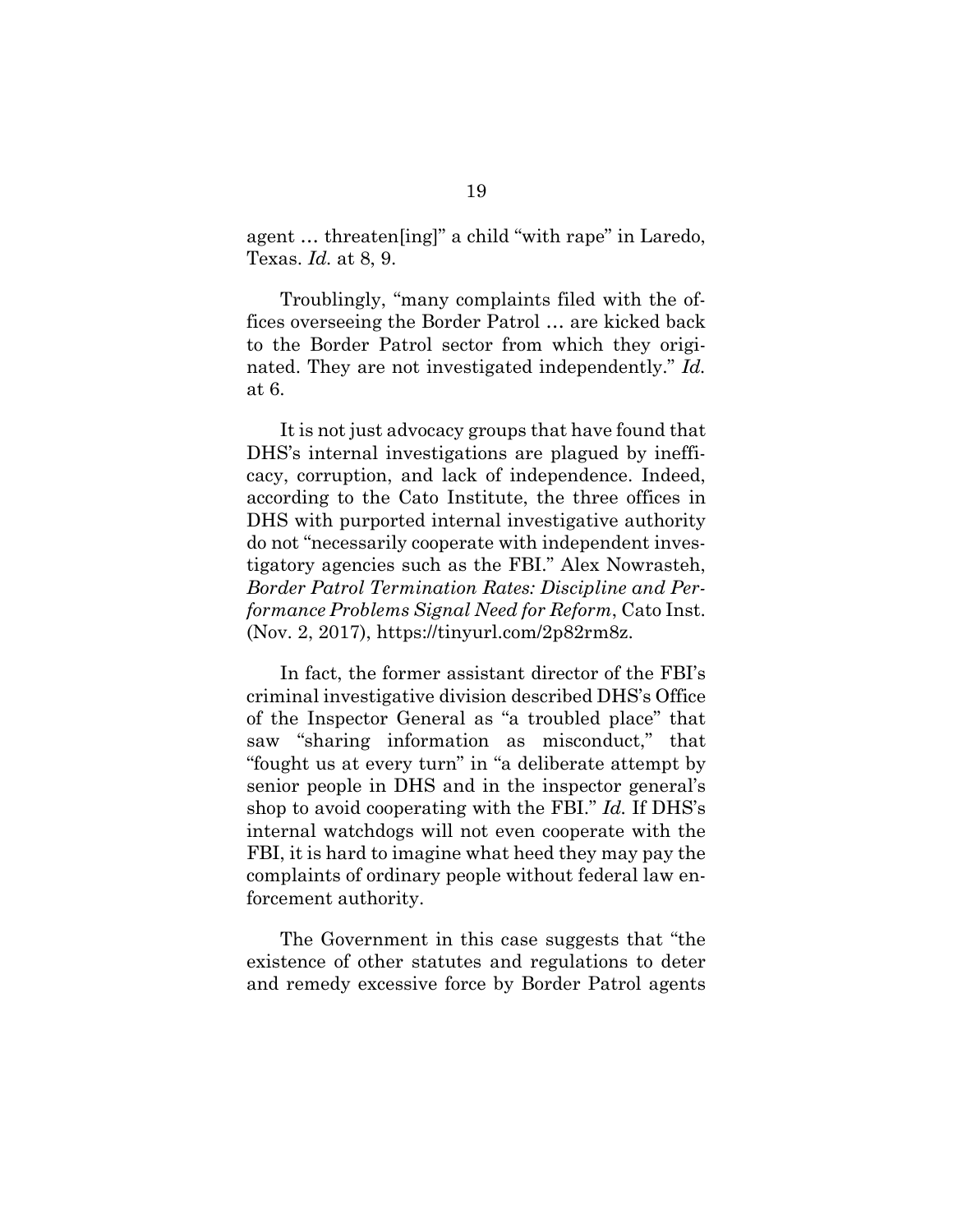agent … threaten[ing]" a child "with rape" in Laredo, Texas. *Id.* at 8, 9.

Troublingly, "many complaints filed with the offices overseeing the Border Patrol … are kicked back to the Border Patrol sector from which they originated. They are not investigated independently." *Id.* at 6.

It is not just advocacy groups that have found that DHS's internal investigations are plagued by inefficacy, corruption, and lack of independence. Indeed, according to the Cato Institute, the three offices in DHS with purported internal investigative authority do not "necessarily cooperate with independent investigatory agencies such as the FBI." Alex Nowrasteh, *Border Patrol Termination Rates: Discipline and Performance Problems Signal Need for Reform*, Cato Inst. (Nov. 2, 2017), https://tinyurl.com/2p82rm8z.

In fact, the former assistant director of the FBI's criminal investigative division described DHS's Office of the Inspector General as "a troubled place" that saw "sharing information as misconduct," that "fought us at every turn" in "a deliberate attempt by senior people in DHS and in the inspector general's shop to avoid cooperating with the FBI." *Id.* If DHS's internal watchdogs will not even cooperate with the FBI, it is hard to imagine what heed they may pay the complaints of ordinary people without federal law enforcement authority.

The Government in this case suggests that "the existence of other statutes and regulations to deter and remedy excessive force by Border Patrol agents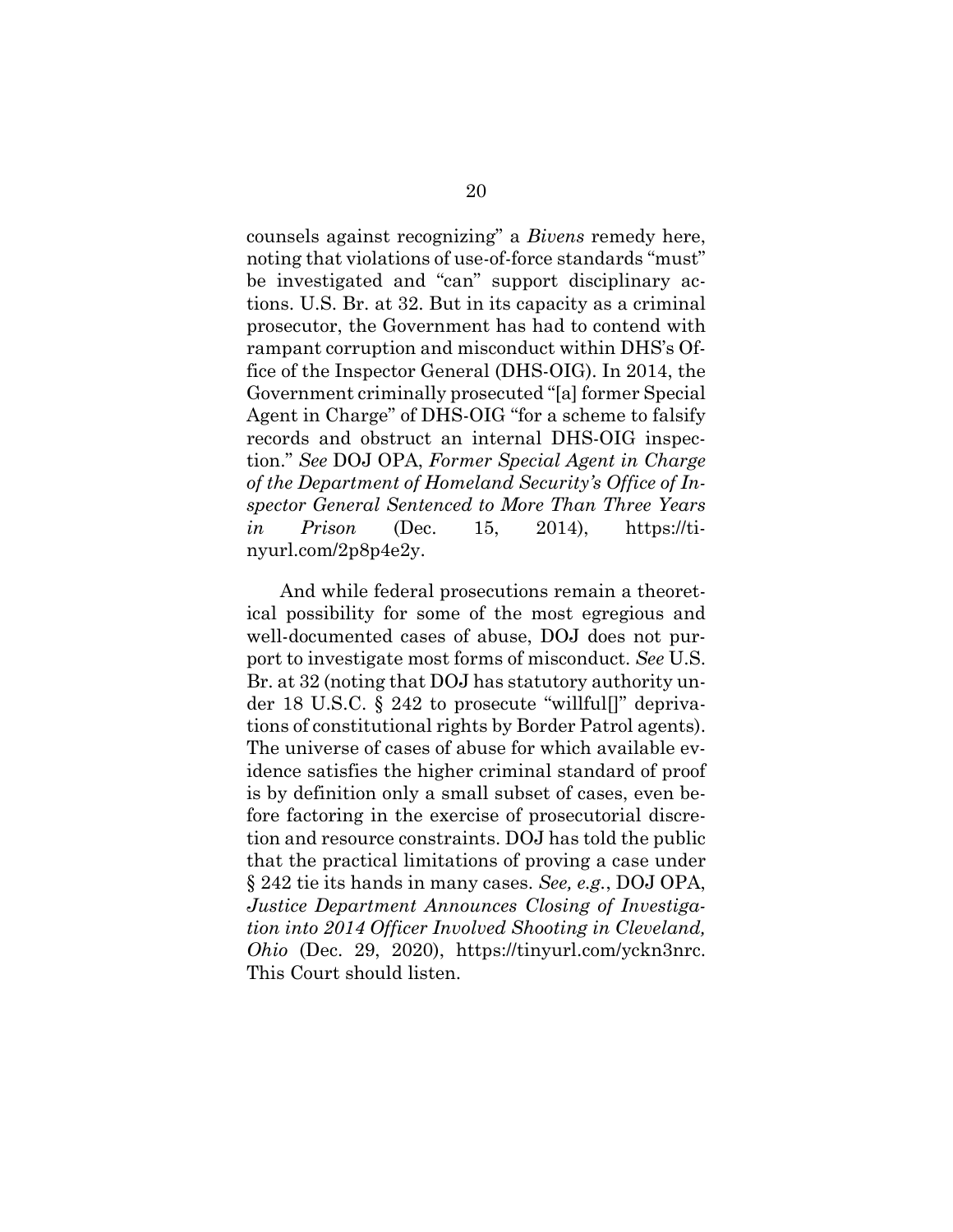counsels against recognizing" a *Bivens* remedy here, noting that violations of use-of-force standards "must" be investigated and "can" support disciplinary actions. U.S. Br. at 32. But in its capacity as a criminal prosecutor, the Government has had to contend with rampant corruption and misconduct within DHS's Office of the Inspector General (DHS-OIG). In 2014, the Government criminally prosecuted "[a] former Special Agent in Charge" of DHS-OIG "for a scheme to falsify records and obstruct an internal DHS-OIG inspection." *See* DOJ OPA, *Former Special Agent in Charge of the Department of Homeland Security's Office of Inspector General Sentenced to More Than Three Years in Prison* (Dec. 15, 2014), https://tinyurl.com/2p8p4e2y.

And while federal prosecutions remain a theoretical possibility for some of the most egregious and well-documented cases of abuse, DOJ does not purport to investigate most forms of misconduct. *See* U.S. Br. at 32 (noting that DOJ has statutory authority under 18 U.S.C. § 242 to prosecute "willful[]" deprivations of constitutional rights by Border Patrol agents). The universe of cases of abuse for which available evidence satisfies the higher criminal standard of proof is by definition only a small subset of cases, even before factoring in the exercise of prosecutorial discretion and resource constraints. DOJ has told the public that the practical limitations of proving a case under § 242 tie its hands in many cases. *See, e.g.*, DOJ OPA, *Justice Department Announces Closing of Investigation into 2014 Officer Involved Shooting in Cleveland, Ohio* (Dec. 29, 2020), https://tinyurl.com/yckn3nrc. This Court should listen.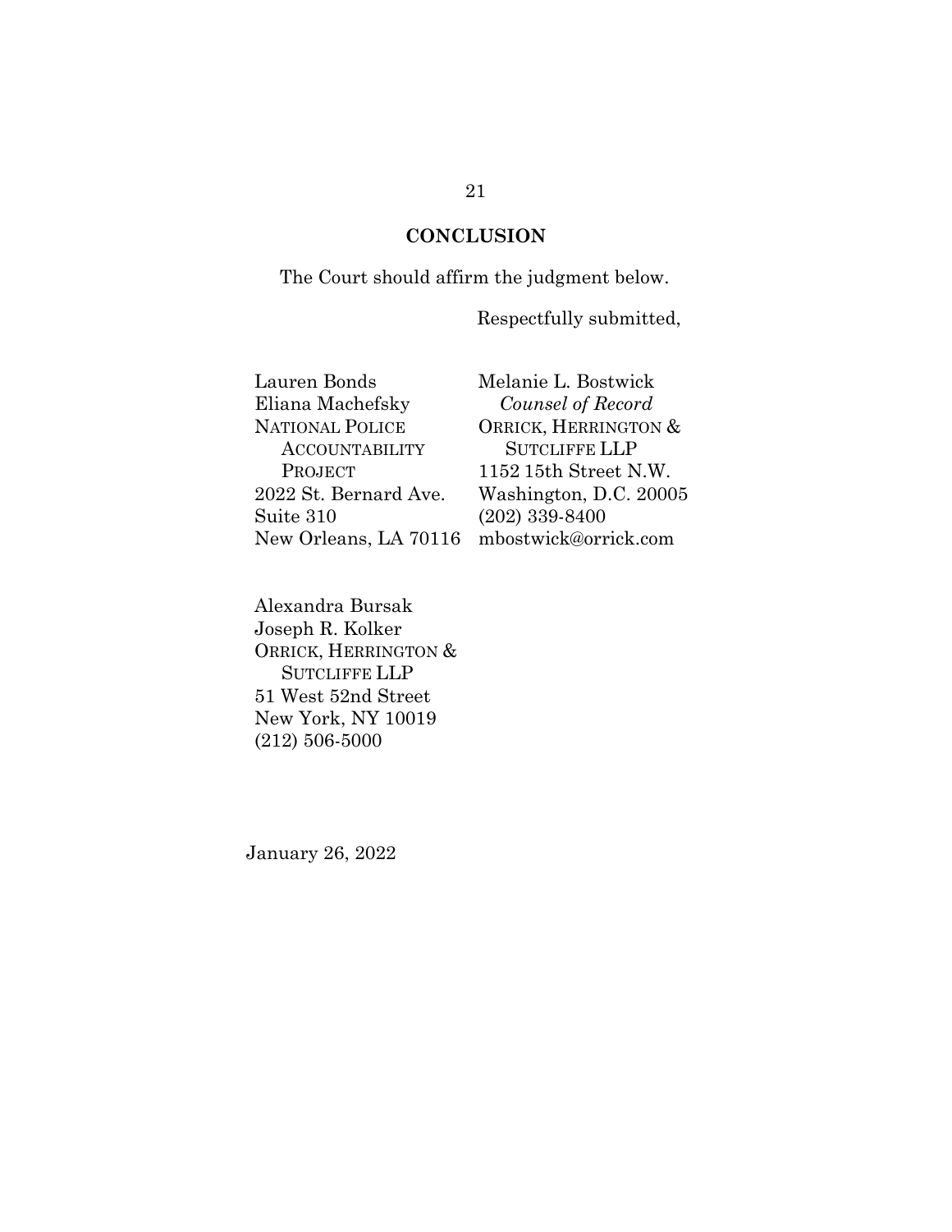## CONCLUSION

The Court should affirm the judgment below.

Respectfully submitted,

Lauren Bonds
Eliana Machefsky
NATIONAL POLICE ACCOUNTABILITY PROJECT
2022 St. Bernard Ave.
Suite 310
New Orleans, LA 70116

Melanie L. Bostwick
*Counsel of Record*
ORRICK, HERRINGTON & SUTCLIFFE LLP
1152 15th Street N.W.
Washington, D.C. 20005
(202) 339-8400
mbostwick@orrick.com

Alexandra Bursak
Joseph R. Kolker
ORRICK, HERRINGTON & SUTCLIFFE LLP
51 West 52nd Street
New York, NY 10019
(212) 506-5000

January 26, 2022